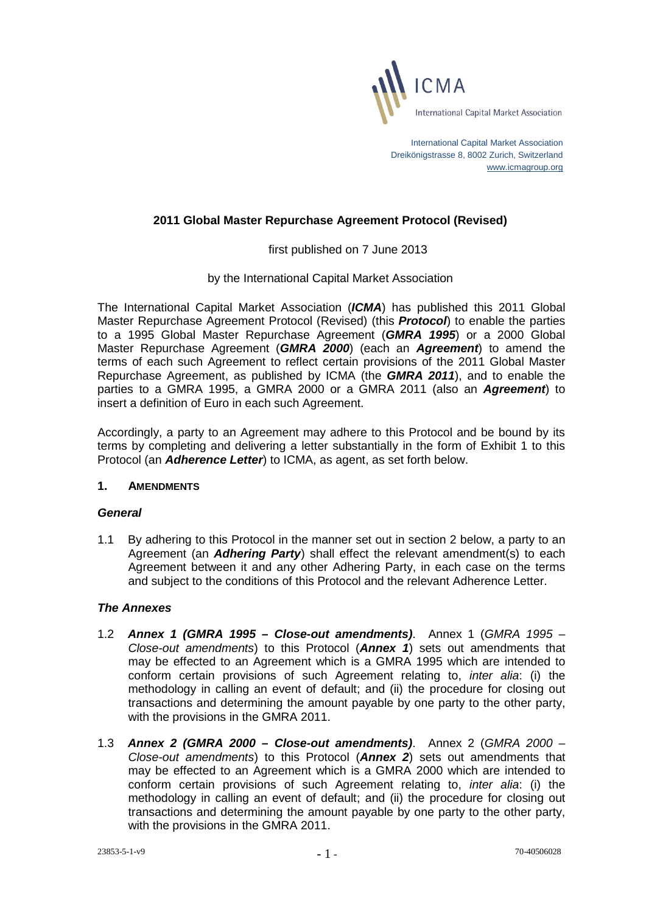ICMA

International Capital Market Association

International Capital Market Association
Dreikönigstrasse 8, 8002 Zurich, Switzerland
www.icmagroup.org

## 2011 Global Master Repurchase Agreement Protocol (Revised)

first published on 7 June 2013

by the International Capital Market Association

The International Capital Market Association (***ICMA***) has published this 2011 Global Master Repurchase Agreement Protocol (Revised) (this ***Protocol***) to enable the parties to a 1995 Global Master Repurchase Agreement (***GMRA 1995***) or a 2000 Global Master Repurchase Agreement (***GMRA 2000***) (each an ***Agreement***) to amend the terms of each such Agreement to reflect certain provisions of the 2011 Global Master Repurchase Agreement, as published by ICMA (the ***GMRA 2011***), and to enable the parties to a GMRA 1995, a GMRA 2000 or a GMRA 2011 (also an ***Agreement***) to insert a definition of Euro in each such Agreement.

Accordingly, a party to an Agreement may adhere to this Protocol and be bound by its terms by completing and delivering a letter substantially in the form of Exhibit 1 to this Protocol (an ***Adherence Letter***) to ICMA, as agent, as set forth below.

### 1. AMENDMENTS

***General***

1.1 By adhering to this Protocol in the manner set out in section 2 below, a party to an Agreement (an ***Adhering Party***) shall effect the relevant amendment(s) to each Agreement between it and any other Adhering Party, in each case on the terms and subject to the conditions of this Protocol and the relevant Adherence Letter.

***The Annexes***

1.2 ***Annex 1 (GMRA 1995 – Close-out amendments)***. Annex 1 (*GMRA 1995 – Close-out amendments*) to this Protocol (***Annex 1***) sets out amendments that may be effected to an Agreement which is a GMRA 1995 which are intended to conform certain provisions of such Agreement relating to, *inter alia*: (i) the methodology in calling an event of default; and (ii) the procedure for closing out transactions and determining the amount payable by one party to the other party, with the provisions in the GMRA 2011.

1.3 ***Annex 2 (GMRA 2000 – Close-out amendments)***. Annex 2 (*GMRA 2000 – Close-out amendments*) to this Protocol (***Annex 2***) sets out amendments that may be effected to an Agreement which is a GMRA 2000 which are intended to conform certain provisions of such Agreement relating to, *inter alia*: (i) the methodology in calling an event of default; and (ii) the procedure for closing out transactions and determining the amount payable by one party to the other party, with the provisions in the GMRA 2011.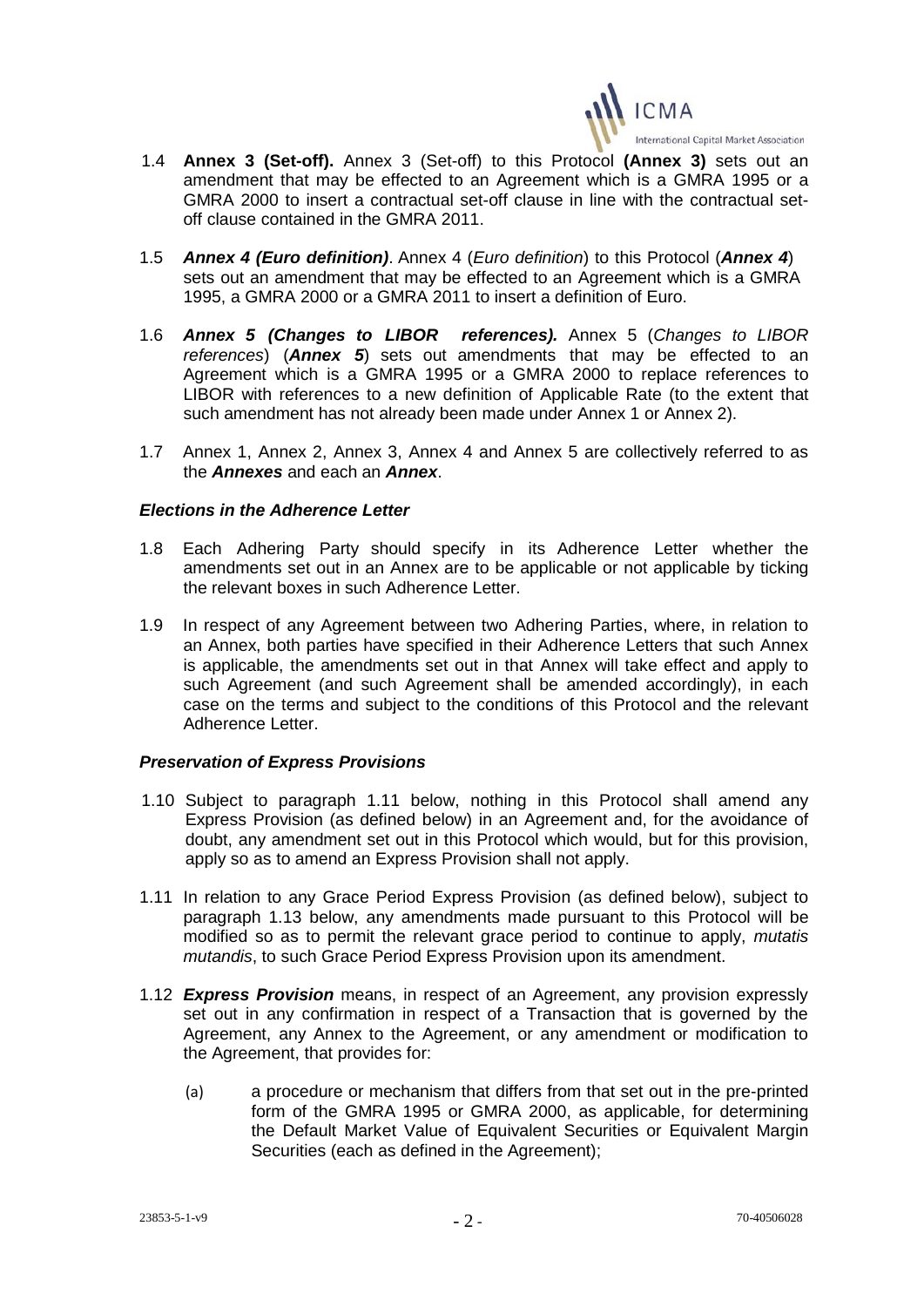1.4 **Annex 3 (Set-off).** Annex 3 (Set-off) to this Protocol **(Annex 3)** sets out an amendment that may be effected to an Agreement which is a GMRA 1995 or a GMRA 2000 to insert a contractual set-off clause in line with the contractual set-off clause contained in the GMRA 2011.

1.5 ***Annex 4 (Euro definition)***. Annex 4 (*Euro definition*) to this Protocol (***Annex 4***) sets out an amendment that may be effected to an Agreement which is a GMRA 1995, a GMRA 2000 or a GMRA 2011 to insert a definition of Euro.

1.6 ***Annex 5 (Changes to LIBOR references).*** Annex 5 (*Changes to LIBOR references*) (***Annex 5***) sets out amendments that may be effected to an Agreement which is a GMRA 1995 or a GMRA 2000 to replace references to LIBOR with references to a new definition of Applicable Rate (to the extent that such amendment has not already been made under Annex 1 or Annex 2).

1.7 Annex 1, Annex 2, Annex 3, Annex 4 and Annex 5 are collectively referred to as the ***Annexes*** and each an ***Annex***.

***Elections in the Adherence Letter***

1.8 Each Adhering Party should specify in its Adherence Letter whether the amendments set out in an Annex are to be applicable or not applicable by ticking the relevant boxes in such Adherence Letter.

1.9 In respect of any Agreement between two Adhering Parties, where, in relation to an Annex, both parties have specified in their Adherence Letters that such Annex is applicable, the amendments set out in that Annex will take effect and apply to such Agreement (and such Agreement shall be amended accordingly), in each case on the terms and subject to the conditions of this Protocol and the relevant Adherence Letter.

***Preservation of Express Provisions***

1.10 Subject to paragraph 1.11 below, nothing in this Protocol shall amend any Express Provision (as defined below) in an Agreement and, for the avoidance of doubt, any amendment set out in this Protocol which would, but for this provision, apply so as to amend an Express Provision shall not apply.

1.11 In relation to any Grace Period Express Provision (as defined below), subject to paragraph 1.13 below, any amendments made pursuant to this Protocol will be modified so as to permit the relevant grace period to continue to apply, *mutatis mutandis*, to such Grace Period Express Provision upon its amendment.

1.12 ***Express Provision*** means, in respect of an Agreement, any provision expressly set out in any confirmation in respect of a Transaction that is governed by the Agreement, any Annex to the Agreement, or any amendment or modification to the Agreement, that provides for:

(a) a procedure or mechanism that differs from that set out in the pre-printed form of the GMRA 1995 or GMRA 2000, as applicable, for determining the Default Market Value of Equivalent Securities or Equivalent Margin Securities (each as defined in the Agreement);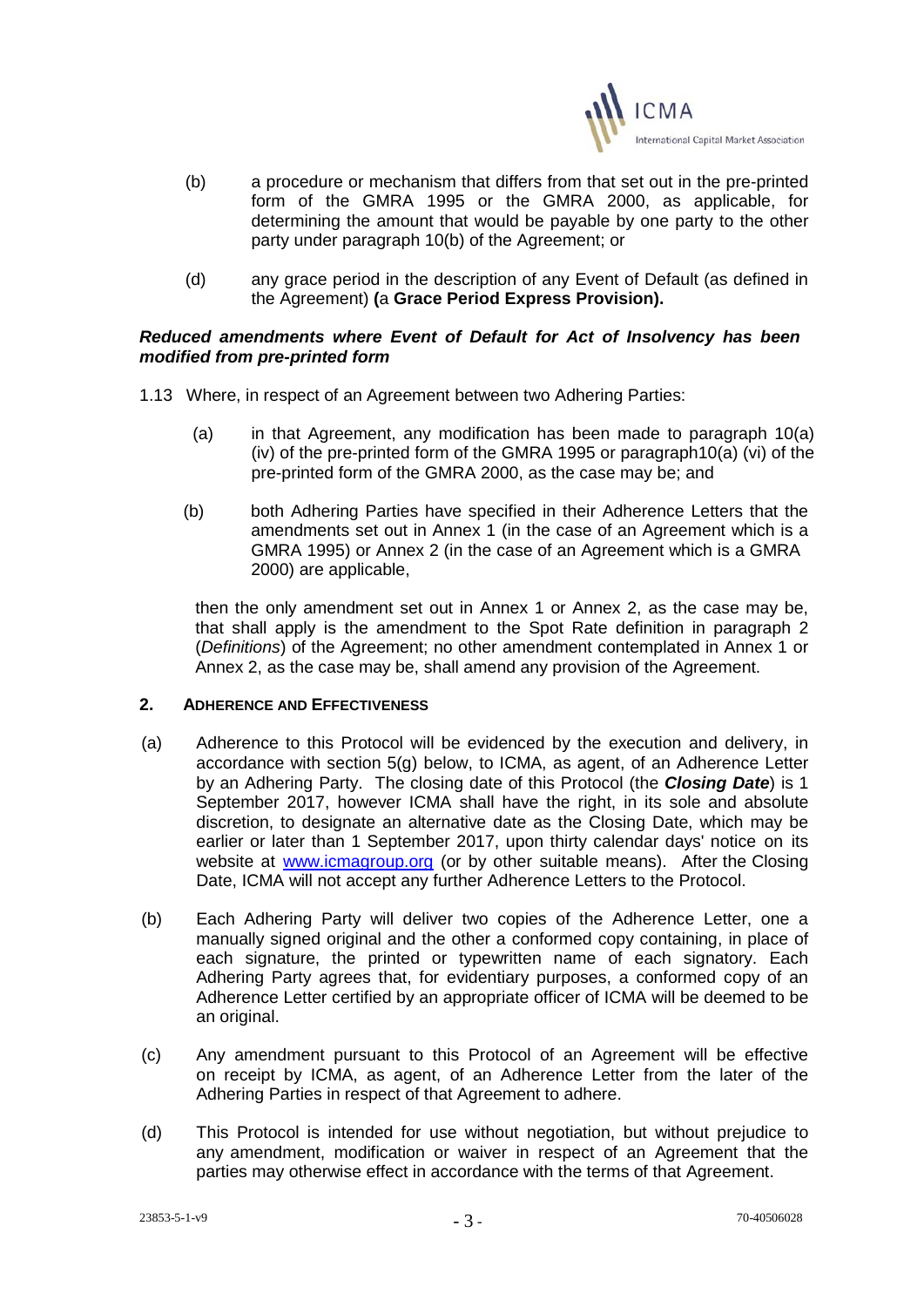(b) a procedure or mechanism that differs from that set out in the pre-printed form of the GMRA 1995 or the GMRA 2000, as applicable, for determining the amount that would be payable by one party to the other party under paragraph 10(b) of the Agreement; or

(d) any grace period in the description of any Event of Default (as defined in the Agreement) **(**a **Grace Period Express Provision).**

***Reduced amendments where Event of Default for Act of Insolvency has been modified from pre-printed form***

1.13 Where, in respect of an Agreement between two Adhering Parties:

(a) in that Agreement, any modification has been made to paragraph 10(a)(iv) of the pre-printed form of the GMRA 1995 or paragraph10(a) (vi) of the pre-printed form of the GMRA 2000, as the case may be; and

(b) both Adhering Parties have specified in their Adherence Letters that the amendments set out in Annex 1 (in the case of an Agreement which is a GMRA 1995) or Annex 2 (in the case of an Agreement which is a GMRA 2000) are applicable,

then the only amendment set out in Annex 1 or Annex 2, as the case may be, that shall apply is the amendment to the Spot Rate definition in paragraph 2 (*Definitions*) of the Agreement; no other amendment contemplated in Annex 1 or Annex 2, as the case may be, shall amend any provision of the Agreement.

## 2. ADHERENCE AND EFFECTIVENESS

(a) Adherence to this Protocol will be evidenced by the execution and delivery, in accordance with section 5(g) below, to ICMA, as agent, of an Adherence Letter by an Adhering Party. The closing date of this Protocol (the ***Closing Date***) is 1 September 2017, however ICMA shall have the right, in its sole and absolute discretion, to designate an alternative date as the Closing Date, which may be earlier or later than 1 September 2017, upon thirty calendar days' notice on its website at www.icmagroup.org (or by other suitable means). After the Closing Date, ICMA will not accept any further Adherence Letters to the Protocol.

(b) Each Adhering Party will deliver two copies of the Adherence Letter, one a manually signed original and the other a conformed copy containing, in place of each signature, the printed or typewritten name of each signatory. Each Adhering Party agrees that, for evidentiary purposes, a conformed copy of an Adherence Letter certified by an appropriate officer of ICMA will be deemed to be an original.

(c) Any amendment pursuant to this Protocol of an Agreement will be effective on receipt by ICMA, as agent, of an Adherence Letter from the later of the Adhering Parties in respect of that Agreement to adhere.

(d) This Protocol is intended for use without negotiation, but without prejudice to any amendment, modification or waiver in respect of an Agreement that the parties may otherwise effect in accordance with the terms of that Agreement.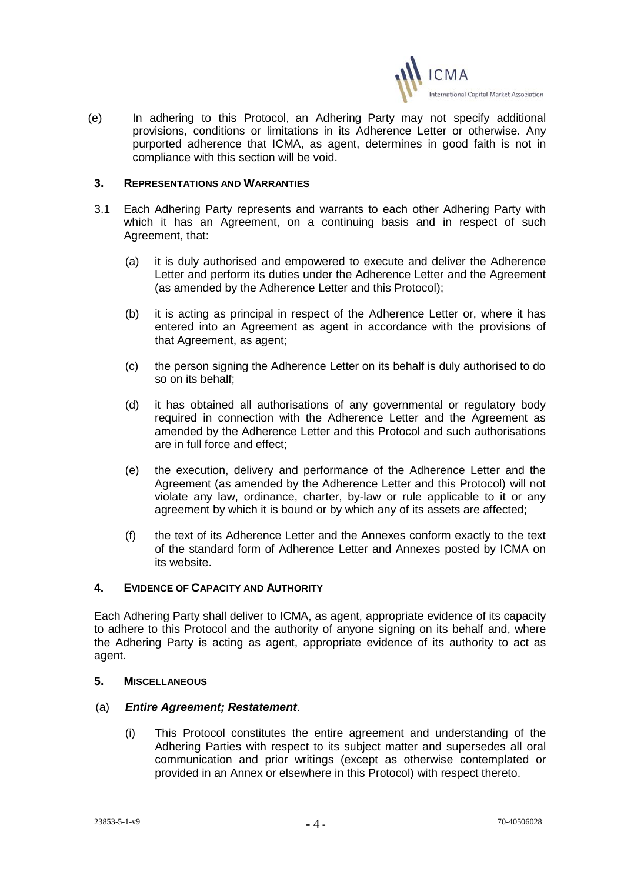(e) In adhering to this Protocol, an Adhering Party may not specify additional provisions, conditions or limitations in its Adherence Letter or otherwise. Any purported adherence that ICMA, as agent, determines in good faith is not in compliance with this section will be void.

## 3. REPRESENTATIONS AND WARRANTIES

3.1 Each Adhering Party represents and warrants to each other Adhering Party with which it has an Agreement, on a continuing basis and in respect of such Agreement, that:

(a) it is duly authorised and empowered to execute and deliver the Adherence Letter and perform its duties under the Adherence Letter and the Agreement (as amended by the Adherence Letter and this Protocol);

(b) it is acting as principal in respect of the Adherence Letter or, where it has entered into an Agreement as agent in accordance with the provisions of that Agreement, as agent;

(c) the person signing the Adherence Letter on its behalf is duly authorised to do so on its behalf;

(d) it has obtained all authorisations of any governmental or regulatory body required in connection with the Adherence Letter and the Agreement as amended by the Adherence Letter and this Protocol and such authorisations are in full force and effect;

(e) the execution, delivery and performance of the Adherence Letter and the Agreement (as amended by the Adherence Letter and this Protocol) will not violate any law, ordinance, charter, by-law or rule applicable to it or any agreement by which it is bound or by which any of its assets are affected;

(f) the text of its Adherence Letter and the Annexes conform exactly to the text of the standard form of Adherence Letter and Annexes posted by ICMA on its website.

## 4. EVIDENCE OF CAPACITY AND AUTHORITY

Each Adhering Party shall deliver to ICMA, as agent, appropriate evidence of its capacity to adhere to this Protocol and the authority of anyone signing on its behalf and, where the Adhering Party is acting as agent, appropriate evidence of its authority to act as agent.

## 5. MISCELLANEOUS

(a) ***Entire Agreement; Restatement***.

(i) This Protocol constitutes the entire agreement and understanding of the Adhering Parties with respect to its subject matter and supersedes all oral communication and prior writings (except as otherwise contemplated or provided in an Annex or elsewhere in this Protocol) with respect thereto.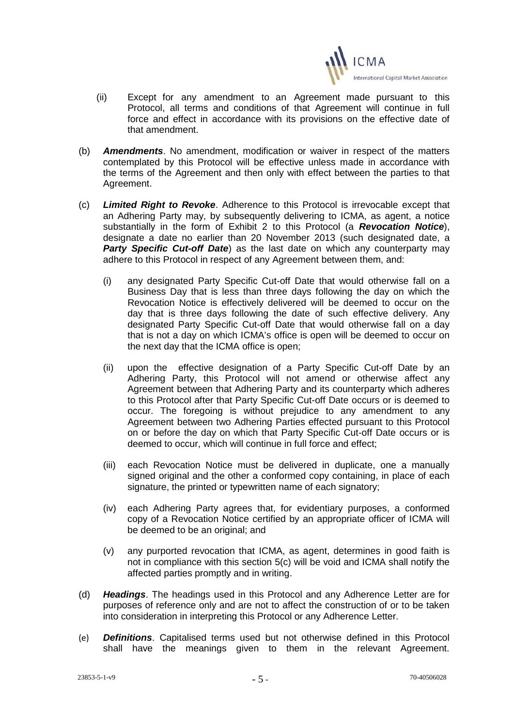(ii) Except for any amendment to an Agreement made pursuant to this Protocol, all terms and conditions of that Agreement will continue in full force and effect in accordance with its provisions on the effective date of that amendment.

(b) ***Amendments***. No amendment, modification or waiver in respect of the matters contemplated by this Protocol will be effective unless made in accordance with the terms of the Agreement and then only with effect between the parties to that Agreement.

(c) ***Limited Right to Revoke***. Adherence to this Protocol is irrevocable except that an Adhering Party may, by subsequently delivering to ICMA, as agent, a notice substantially in the form of Exhibit 2 to this Protocol (a ***Revocation Notice***), designate a date no earlier than 20 November 2013 (such designated date, a ***Party Specific Cut-off Date***) as the last date on which any counterparty may adhere to this Protocol in respect of any Agreement between them, and:

(i) any designated Party Specific Cut-off Date that would otherwise fall on a Business Day that is less than three days following the day on which the Revocation Notice is effectively delivered will be deemed to occur on the day that is three days following the date of such effective delivery. Any designated Party Specific Cut-off Date that would otherwise fall on a day that is not a day on which ICMA's office is open will be deemed to occur on the next day that the ICMA office is open;

(ii) upon the effective designation of a Party Specific Cut-off Date by an Adhering Party, this Protocol will not amend or otherwise affect any Agreement between that Adhering Party and its counterparty which adheres to this Protocol after that Party Specific Cut-off Date occurs or is deemed to occur. The foregoing is without prejudice to any amendment to any Agreement between two Adhering Parties effected pursuant to this Protocol on or before the day on which that Party Specific Cut-off Date occurs or is deemed to occur, which will continue in full force and effect;

(iii) each Revocation Notice must be delivered in duplicate, one a manually signed original and the other a conformed copy containing, in place of each signature, the printed or typewritten name of each signatory;

(iv) each Adhering Party agrees that, for evidentiary purposes, a conformed copy of a Revocation Notice certified by an appropriate officer of ICMA will be deemed to be an original; and

(v) any purported revocation that ICMA, as agent, determines in good faith is not in compliance with this section 5(c) will be void and ICMA shall notify the affected parties promptly and in writing.

(d) ***Headings***. The headings used in this Protocol and any Adherence Letter are for purposes of reference only and are not to affect the construction of or to be taken into consideration in interpreting this Protocol or any Adherence Letter.

(e) ***Definitions***. Capitalised terms used but not otherwise defined in this Protocol shall have the meanings given to them in the relevant Agreement.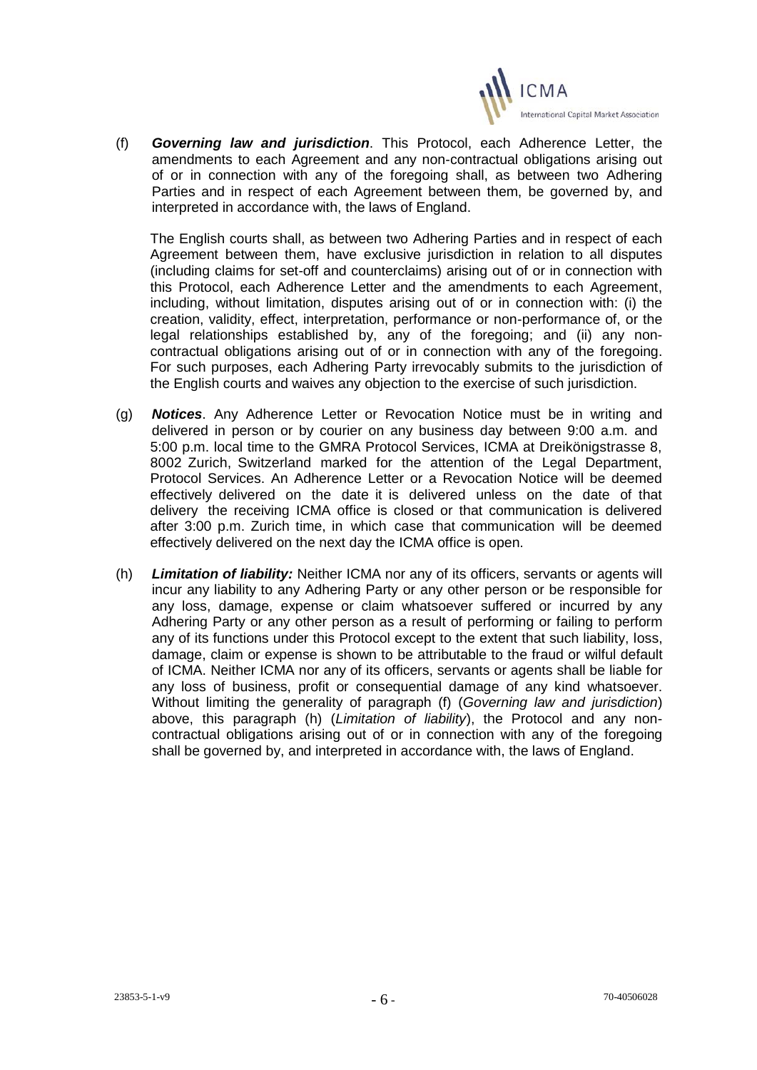(f) ***Governing law and jurisdiction***. This Protocol, each Adherence Letter, the amendments to each Agreement and any non-contractual obligations arising out of or in connection with any of the foregoing shall, as between two Adhering Parties and in respect of each Agreement between them, be governed by, and interpreted in accordance with, the laws of England.

The English courts shall, as between two Adhering Parties and in respect of each Agreement between them, have exclusive jurisdiction in relation to all disputes (including claims for set-off and counterclaims) arising out of or in connection with this Protocol, each Adherence Letter and the amendments to each Agreement, including, without limitation, disputes arising out of or in connection with: (i) the creation, validity, effect, interpretation, performance or non-performance of, or the legal relationships established by, any of the foregoing; and (ii) any non-contractual obligations arising out of or in connection with any of the foregoing. For such purposes, each Adhering Party irrevocably submits to the jurisdiction of the English courts and waives any objection to the exercise of such jurisdiction.

(g) ***Notices***. Any Adherence Letter or Revocation Notice must be in writing and delivered in person or by courier on any business day between 9:00 a.m. and 5:00 p.m. local time to the GMRA Protocol Services, ICMA at Dreikönigstrasse 8, 8002 Zurich, Switzerland marked for the attention of the Legal Department, Protocol Services. An Adherence Letter or a Revocation Notice will be deemed effectively delivered on the date it is delivered unless on the date of that delivery the receiving ICMA office is closed or that communication is delivered after 3:00 p.m. Zurich time, in which case that communication will be deemed effectively delivered on the next day the ICMA office is open.

(h) ***Limitation of liability:*** Neither ICMA nor any of its officers, servants or agents will incur any liability to any Adhering Party or any other person or be responsible for any loss, damage, expense or claim whatsoever suffered or incurred by any Adhering Party or any other person as a result of performing or failing to perform any of its functions under this Protocol except to the extent that such liability, loss, damage, claim or expense is shown to be attributable to the fraud or wilful default of ICMA. Neither ICMA nor any of its officers, servants or agents shall be liable for any loss of business, profit or consequential damage of any kind whatsoever. Without limiting the generality of paragraph (f) (*Governing law and jurisdiction*) above, this paragraph (h) (*Limitation of liability*), the Protocol and any non-contractual obligations arising out of or in connection with any of the foregoing shall be governed by, and interpreted in accordance with, the laws of England.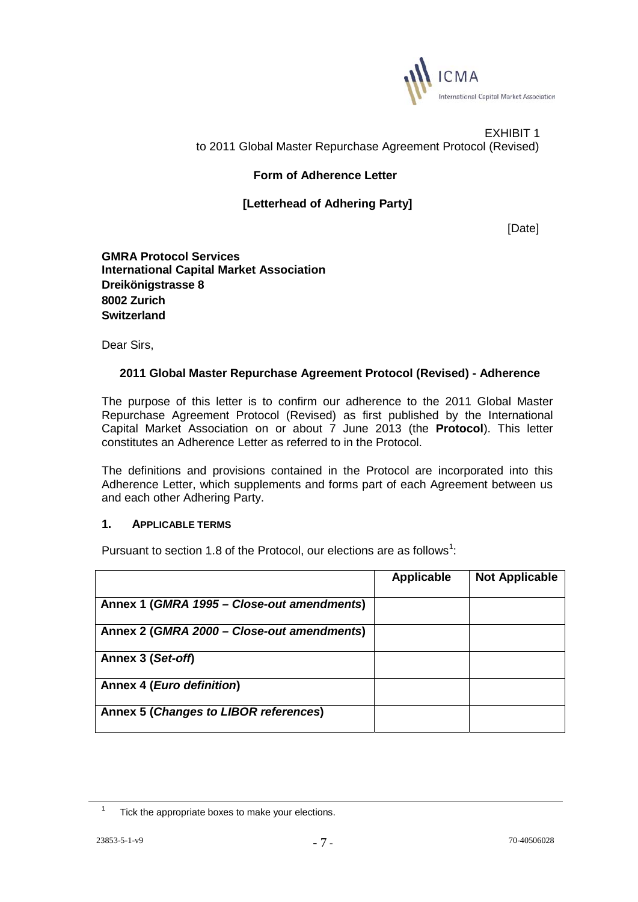EXHIBIT 1
to 2011 Global Master Repurchase Agreement Protocol (Revised)

**Form of Adherence Letter**

**[Letterhead of Adhering Party]**

[Date]

**GMRA Protocol Services**
**International Capital Market Association**
**Dreikönigstrasse 8**
**8002 Zurich**
**Switzerland**

Dear Sirs,

**2011 Global Master Repurchase Agreement Protocol (Revised) - Adherence**

The purpose of this letter is to confirm our adherence to the 2011 Global Master Repurchase Agreement Protocol (Revised) as first published by the International Capital Market Association on or about 7 June 2013 (the **Protocol**). This letter constitutes an Adherence Letter as referred to in the Protocol.

The definitions and provisions contained in the Protocol are incorporated into this Adherence Letter, which supplements and forms part of each Agreement between us and each other Adhering Party.

## 1. APPLICABLE TERMS

Pursuant to section 1.8 of the Protocol, our elections are as follows[1]:

| | **Applicable** | **Not Applicable** |
|---|---|---|
| **Annex 1 (*GMRA 1995 – Close-out amendments*)** | | |
| **Annex 2 (*GMRA 2000 – Close-out amendments*)** | | |
| **Annex 3 (*Set-off*)** | | |
| **Annex 4 (*Euro definition*)** | | |
| **Annex 5 (*Changes to LIBOR references*)** | | |

[1] Tick the appropriate boxes to make your elections.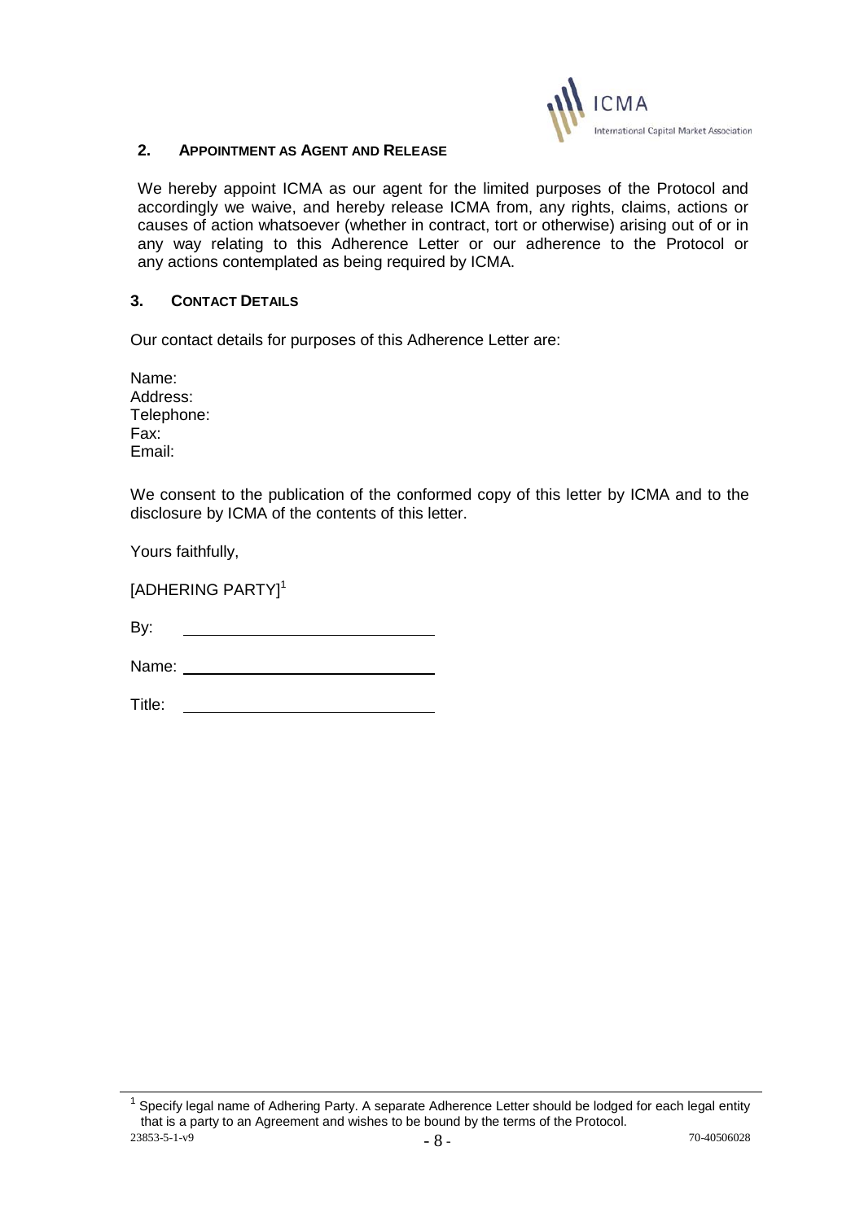## 2. APPOINTMENT AS AGENT AND RELEASE

We hereby appoint ICMA as our agent for the limited purposes of the Protocol and accordingly we waive, and hereby release ICMA from, any rights, claims, actions or causes of action whatsoever (whether in contract, tort or otherwise) arising out of or in any way relating to this Adherence Letter or our adherence to the Protocol or any actions contemplated as being required by ICMA.

## 3. CONTACT DETAILS

Our contact details for purposes of this Adherence Letter are:

Name:
Address:
Telephone:
Fax:
Email:

We consent to the publication of the conformed copy of this letter by ICMA and to the disclosure by ICMA of the contents of this letter.

Yours faithfully,

[ADHERING PARTY][1]

By: \_\_\_\_\_\_\_\_\_\_\_\_\_\_\_\_\_\_\_\_\_\_\_\_\_\_\_\_

Name: \_\_\_\_\_\_\_\_\_\_\_\_\_\_\_\_\_\_\_\_\_\_\_\_\_\_\_\_

Title: \_\_\_\_\_\_\_\_\_\_\_\_\_\_\_\_\_\_\_\_\_\_\_\_\_\_\_\_

---

[1] Specify legal name of Adhering Party. A separate Adherence Letter should be lodged for each legal entity that is a party to an Agreement and wishes to be bound by the terms of the Protocol.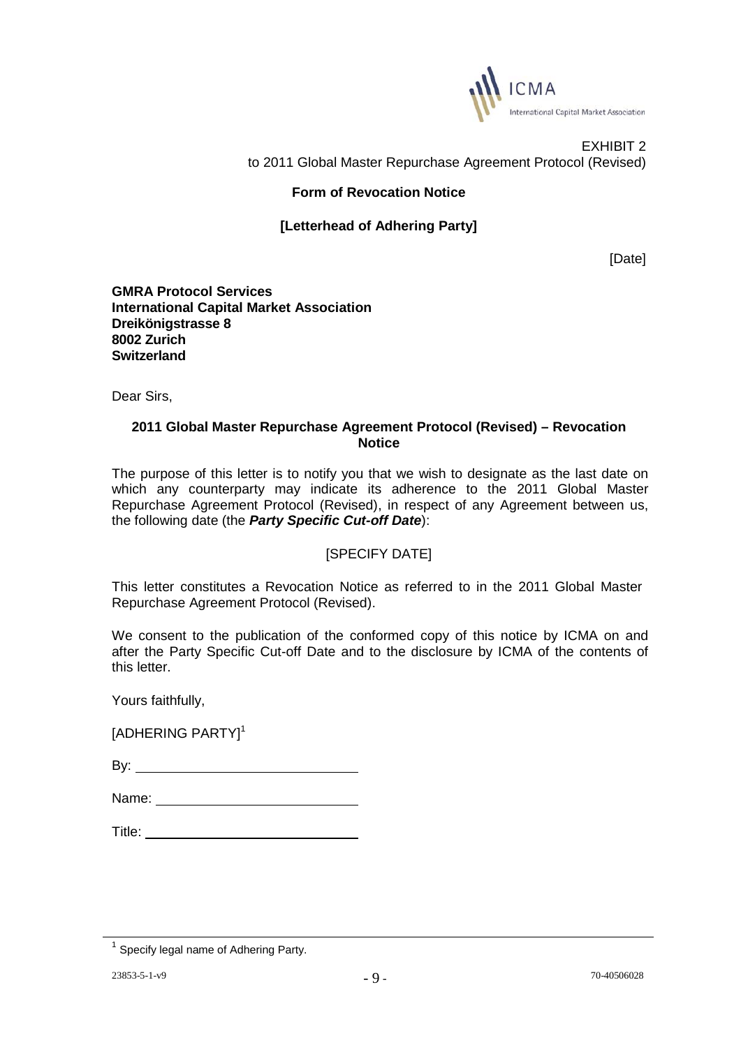EXHIBIT 2
to 2011 Global Master Repurchase Agreement Protocol (Revised)

**Form of Revocation Notice**

**[Letterhead of Adhering Party]**

[Date]

**GMRA Protocol Services**
**International Capital Market Association**
**Dreikönigstrasse 8**
**8002 Zurich**
**Switzerland**

Dear Sirs,

**2011 Global Master Repurchase Agreement Protocol (Revised) – Revocation Notice**

The purpose of this letter is to notify you that we wish to designate as the last date on which any counterparty may indicate its adherence to the 2011 Global Master Repurchase Agreement Protocol (Revised), in respect of any Agreement between us, the following date (the ***Party Specific Cut-off Date***):

[SPECIFY DATE]

This letter constitutes a Revocation Notice as referred to in the 2011 Global Master Repurchase Agreement Protocol (Revised).

We consent to the publication of the conformed copy of this notice by ICMA on and after the Party Specific Cut-off Date and to the disclosure by ICMA of the contents of this letter.

Yours faithfully,

[ADHERING PARTY][1]

By: ____________________________

Name: __________________________

Title: ___________________________

[1] Specify legal name of Adhering Party.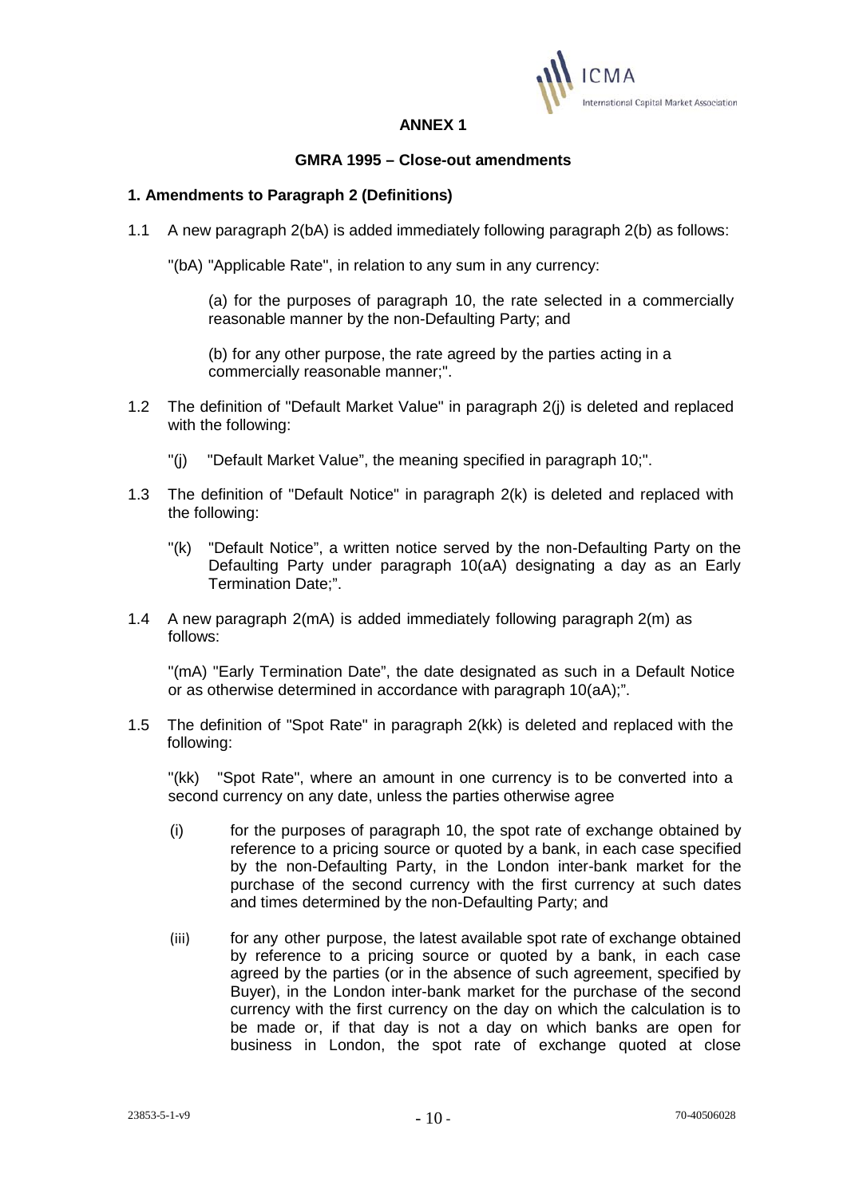**ANNEX 1**

**GMRA 1995 – Close-out amendments**

**1. Amendments to Paragraph 2 (Definitions)**

1.1 A new paragraph 2(bA) is added immediately following paragraph 2(b) as follows:

"(bA) "Applicable Rate", in relation to any sum in any currency:

(a) for the purposes of paragraph 10, the rate selected in a commercially reasonable manner by the non-Defaulting Party; and

(b) for any other purpose, the rate agreed by the parties acting in a commercially reasonable manner;".

1.2 The definition of "Default Market Value" in paragraph 2(j) is deleted and replaced with the following:

"(j) "Default Market Value", the meaning specified in paragraph 10;".

1.3 The definition of "Default Notice" in paragraph 2(k) is deleted and replaced with the following:

"(k) "Default Notice", a written notice served by the non-Defaulting Party on the Defaulting Party under paragraph 10(aA) designating a day as an Early Termination Date;".

1.4 A new paragraph 2(mA) is added immediately following paragraph 2(m) as follows:

"(mA) "Early Termination Date", the date designated as such in a Default Notice or as otherwise determined in accordance with paragraph 10(aA);".

1.5 The definition of "Spot Rate" in paragraph 2(kk) is deleted and replaced with the following:

"(kk) "Spot Rate", where an amount in one currency is to be converted into a second currency on any date, unless the parties otherwise agree

(i) for the purposes of paragraph 10, the spot rate of exchange obtained by reference to a pricing source or quoted by a bank, in each case specified by the non-Defaulting Party, in the London inter-bank market for the purchase of the second currency with the first currency at such dates and times determined by the non-Defaulting Party; and

(iii) for any other purpose, the latest available spot rate of exchange obtained by reference to a pricing source or quoted by a bank, in each case agreed by the parties (or in the absence of such agreement, specified by Buyer), in the London inter-bank market for the purchase of the second currency with the first currency on the day on which the calculation is to be made or, if that day is not a day on which banks are open for business in London, the spot rate of exchange quoted at close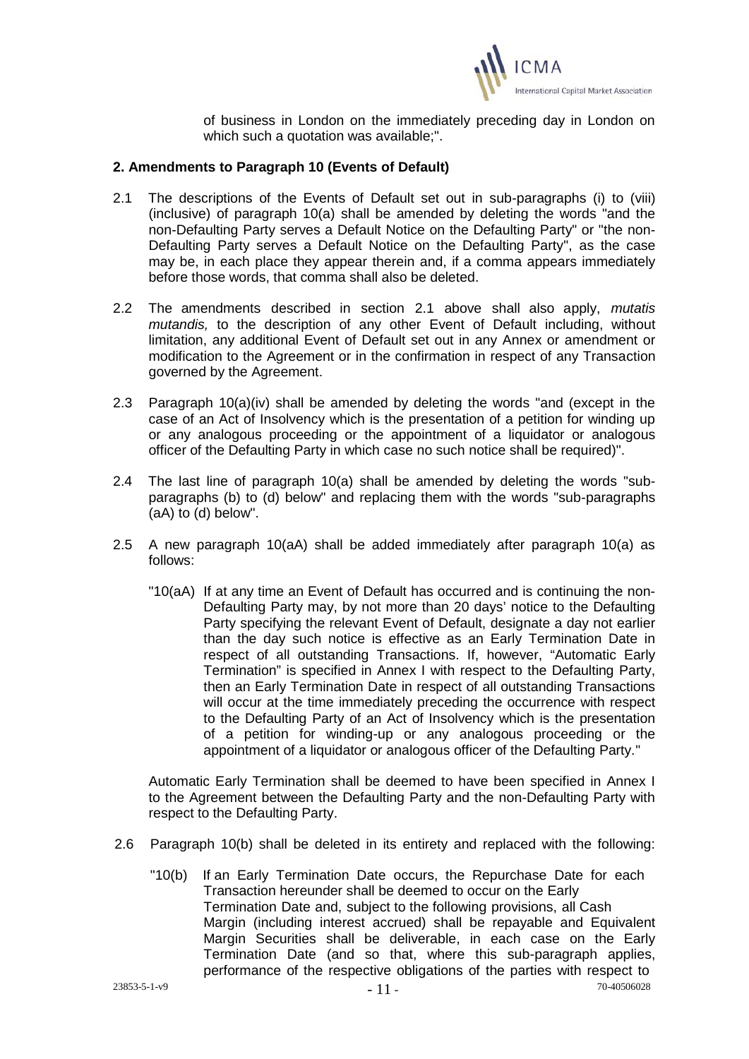of business in London on the immediately preceding day in London on which such a quotation was available;".

**2. Amendments to Paragraph 10 (Events of Default)**

2.1 The descriptions of the Events of Default set out in sub-paragraphs (i) to (viii) (inclusive) of paragraph 10(a) shall be amended by deleting the words "and the non-Defaulting Party serves a Default Notice on the Defaulting Party" or "the non-Defaulting Party serves a Default Notice on the Defaulting Party", as the case may be, in each place they appear therein and, if a comma appears immediately before those words, that comma shall also be deleted.

2.2 The amendments described in section 2.1 above shall also apply, *mutatis mutandis,* to the description of any other Event of Default including, without limitation, any additional Event of Default set out in any Annex or amendment or modification to the Agreement or in the confirmation in respect of any Transaction governed by the Agreement.

2.3 Paragraph 10(a)(iv) shall be amended by deleting the words "and (except in the case of an Act of Insolvency which is the presentation of a petition for winding up or any analogous proceeding or the appointment of a liquidator or analogous officer of the Defaulting Party in which case no such notice shall be required)".

2.4 The last line of paragraph 10(a) shall be amended by deleting the words "sub-paragraphs (b) to (d) below" and replacing them with the words "sub-paragraphs (aA) to (d) below".

2.5 A new paragraph 10(aA) shall be added immediately after paragraph 10(a) as follows:

"10(aA) If at any time an Event of Default has occurred and is continuing the non-Defaulting Party may, by not more than 20 days' notice to the Defaulting Party specifying the relevant Event of Default, designate a day not earlier than the day such notice is effective as an Early Termination Date in respect of all outstanding Transactions. If, however, "Automatic Early Termination" is specified in Annex I with respect to the Defaulting Party, then an Early Termination Date in respect of all outstanding Transactions will occur at the time immediately preceding the occurrence with respect to the Defaulting Party of an Act of Insolvency which is the presentation of a petition for winding-up or any analogous proceeding or the appointment of a liquidator or analogous officer of the Defaulting Party."

Automatic Early Termination shall be deemed to have been specified in Annex I to the Agreement between the Defaulting Party and the non-Defaulting Party with respect to the Defaulting Party.

2.6 Paragraph 10(b) shall be deleted in its entirety and replaced with the following:

"10(b) If an Early Termination Date occurs, the Repurchase Date for each Transaction hereunder shall be deemed to occur on the Early Termination Date and, subject to the following provisions, all Cash Margin (including interest accrued) shall be repayable and Equivalent Margin Securities shall be deliverable, in each case on the Early Termination Date (and so that, where this sub-paragraph applies, performance of the respective obligations of the parties with respect to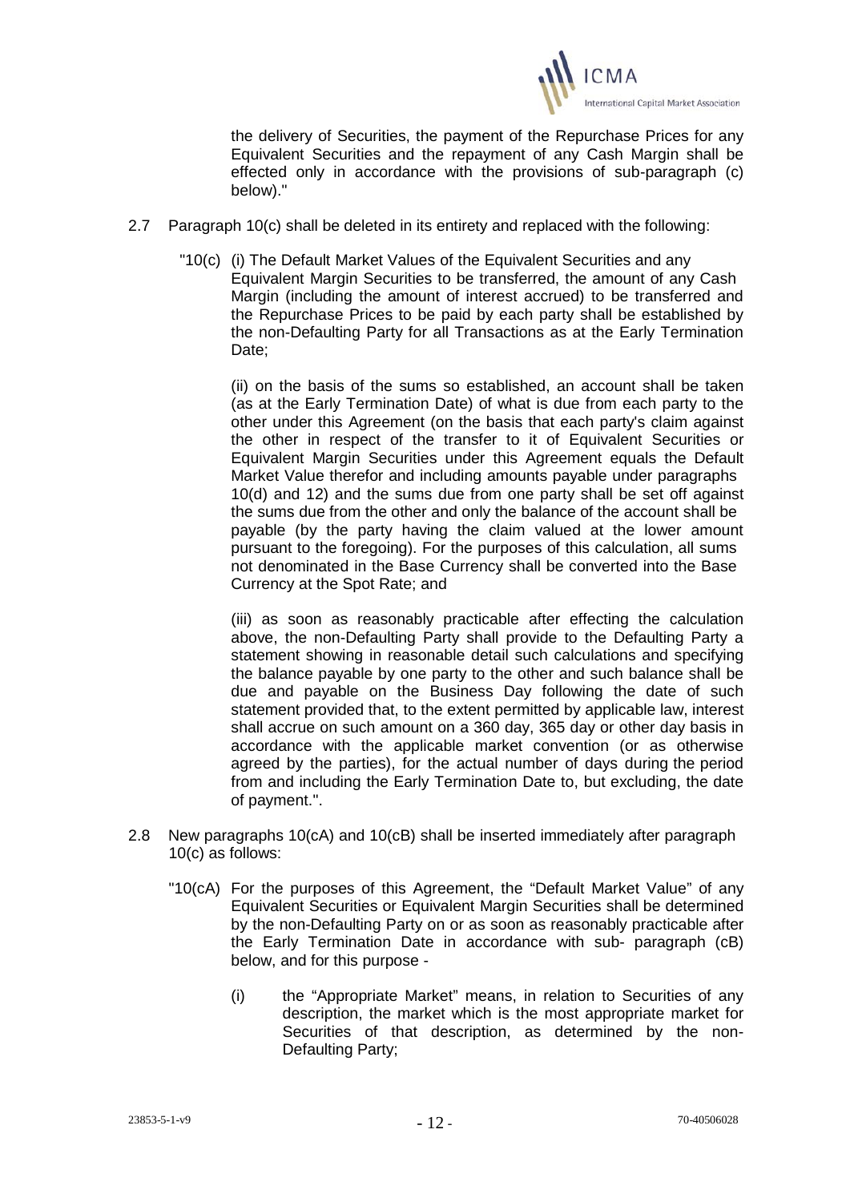the delivery of Securities, the payment of the Repurchase Prices for any Equivalent Securities and the repayment of any Cash Margin shall be effected only in accordance with the provisions of sub-paragraph (c) below)."

2.7 Paragraph 10(c) shall be deleted in its entirety and replaced with the following:

"10(c) (i) The Default Market Values of the Equivalent Securities and any Equivalent Margin Securities to be transferred, the amount of any Cash Margin (including the amount of interest accrued) to be transferred and the Repurchase Prices to be paid by each party shall be established by the non-Defaulting Party for all Transactions as at the Early Termination Date;

(ii) on the basis of the sums so established, an account shall be taken (as at the Early Termination Date) of what is due from each party to the other under this Agreement (on the basis that each party's claim against the other in respect of the transfer to it of Equivalent Securities or Equivalent Margin Securities under this Agreement equals the Default Market Value therefor and including amounts payable under paragraphs 10(d) and 12) and the sums due from one party shall be set off against the sums due from the other and only the balance of the account shall be payable (by the party having the claim valued at the lower amount pursuant to the foregoing). For the purposes of this calculation, all sums not denominated in the Base Currency shall be converted into the Base Currency at the Spot Rate; and

(iii) as soon as reasonably practicable after effecting the calculation above, the non-Defaulting Party shall provide to the Defaulting Party a statement showing in reasonable detail such calculations and specifying the balance payable by one party to the other and such balance shall be due and payable on the Business Day following the date of such statement provided that, to the extent permitted by applicable law, interest shall accrue on such amount on a 360 day, 365 day or other day basis in accordance with the applicable market convention (or as otherwise agreed by the parties), for the actual number of days during the period from and including the Early Termination Date to, but excluding, the date of payment.".

2.8 New paragraphs 10(cA) and 10(cB) shall be inserted immediately after paragraph 10(c) as follows:

"10(cA) For the purposes of this Agreement, the "Default Market Value" of any Equivalent Securities or Equivalent Margin Securities shall be determined by the non-Defaulting Party on or as soon as reasonably practicable after the Early Termination Date in accordance with sub- paragraph (cB) below, and for this purpose -

(i) the "Appropriate Market" means, in relation to Securities of any description, the market which is the most appropriate market for Securities of that description, as determined by the non-Defaulting Party;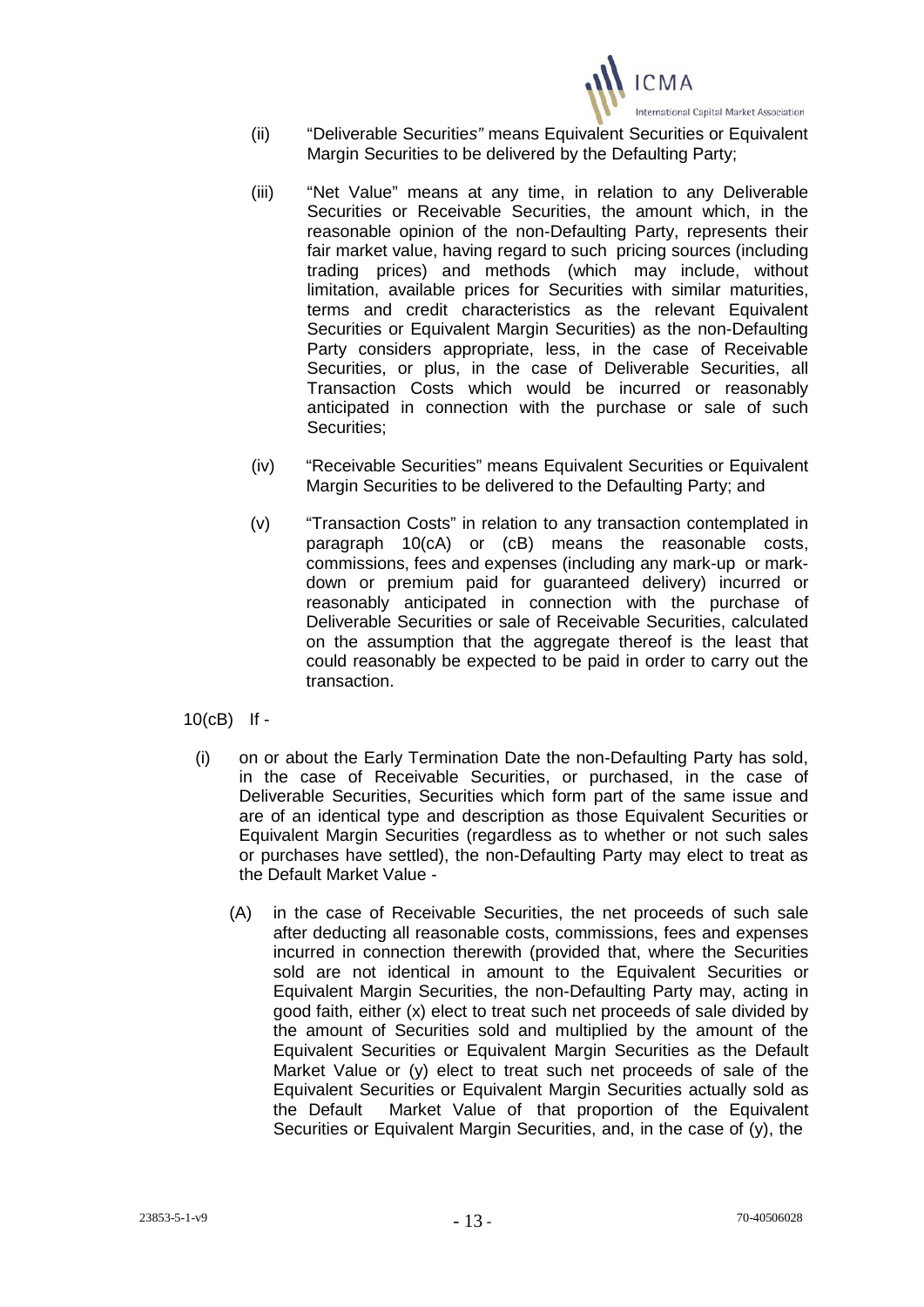(ii) "Deliverable Securities" means Equivalent Securities or Equivalent Margin Securities to be delivered by the Defaulting Party;

(iii) "Net Value" means at any time, in relation to any Deliverable Securities or Receivable Securities, the amount which, in the reasonable opinion of the non-Defaulting Party, represents their fair market value, having regard to such pricing sources (including trading prices) and methods (which may include, without limitation, available prices for Securities with similar maturities, terms and credit characteristics as the relevant Equivalent Securities or Equivalent Margin Securities) as the non-Defaulting Party considers appropriate, less, in the case of Receivable Securities, or plus, in the case of Deliverable Securities, all Transaction Costs which would be incurred or reasonably anticipated in connection with the purchase or sale of such Securities;

(iv) "Receivable Securities" means Equivalent Securities or Equivalent Margin Securities to be delivered to the Defaulting Party; and

(v) "Transaction Costs" in relation to any transaction contemplated in paragraph 10(cA) or (cB) means the reasonable costs, commissions, fees and expenses (including any mark-up or mark-down or premium paid for guaranteed delivery) incurred or reasonably anticipated in connection with the purchase of Deliverable Securities or sale of Receivable Securities, calculated on the assumption that the aggregate thereof is the least that could reasonably be expected to be paid in order to carry out the transaction.

10(cB) If -

(i) on or about the Early Termination Date the non-Defaulting Party has sold, in the case of Receivable Securities, or purchased, in the case of Deliverable Securities, Securities which form part of the same issue and are of an identical type and description as those Equivalent Securities or Equivalent Margin Securities (regardless as to whether or not such sales or purchases have settled), the non-Defaulting Party may elect to treat as the Default Market Value -

(A) in the case of Receivable Securities, the net proceeds of such sale after deducting all reasonable costs, commissions, fees and expenses incurred in connection therewith (provided that, where the Securities sold are not identical in amount to the Equivalent Securities or Equivalent Margin Securities, the non-Defaulting Party may, acting in good faith, either (x) elect to treat such net proceeds of sale divided by the amount of Securities sold and multiplied by the amount of the Equivalent Securities or Equivalent Margin Securities as the Default Market Value or (y) elect to treat such net proceeds of sale of the Equivalent Securities or Equivalent Margin Securities actually sold as the Default Market Value of that proportion of the Equivalent Securities or Equivalent Margin Securities, and, in the case of (y), the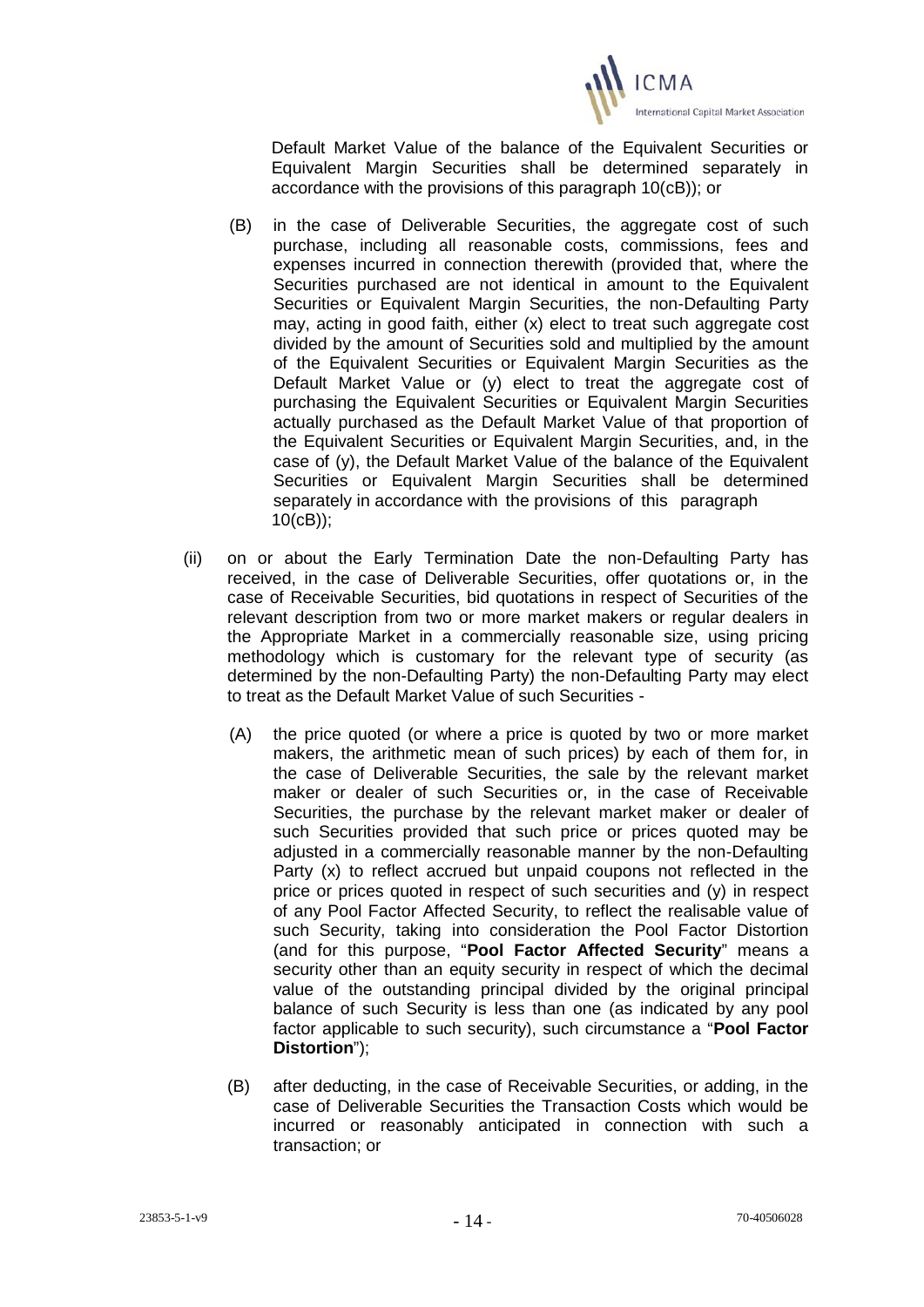Default Market Value of the balance of the Equivalent Securities or Equivalent Margin Securities shall be determined separately in accordance with the provisions of this paragraph 10(cB)); or

(B) in the case of Deliverable Securities, the aggregate cost of such purchase, including all reasonable costs, commissions, fees and expenses incurred in connection therewith (provided that, where the Securities purchased are not identical in amount to the Equivalent Securities or Equivalent Margin Securities, the non-Defaulting Party may, acting in good faith, either (x) elect to treat such aggregate cost divided by the amount of Securities sold and multiplied by the amount of the Equivalent Securities or Equivalent Margin Securities as the Default Market Value or (y) elect to treat the aggregate cost of purchasing the Equivalent Securities or Equivalent Margin Securities actually purchased as the Default Market Value of that proportion of the Equivalent Securities or Equivalent Margin Securities, and, in the case of (y), the Default Market Value of the balance of the Equivalent Securities or Equivalent Margin Securities shall be determined separately in accordance with the provisions of this paragraph 10(cB));

(ii) on or about the Early Termination Date the non-Defaulting Party has received, in the case of Deliverable Securities, offer quotations or, in the case of Receivable Securities, bid quotations in respect of Securities of the relevant description from two or more market makers or regular dealers in the Appropriate Market in a commercially reasonable size, using pricing methodology which is customary for the relevant type of security (as determined by the non-Defaulting Party) the non-Defaulting Party may elect to treat as the Default Market Value of such Securities -

(A) the price quoted (or where a price is quoted by two or more market makers, the arithmetic mean of such prices) by each of them for, in the case of Deliverable Securities, the sale by the relevant market maker or dealer of such Securities or, in the case of Receivable Securities, the purchase by the relevant market maker or dealer of such Securities provided that such price or prices quoted may be adjusted in a commercially reasonable manner by the non-Defaulting Party (x) to reflect accrued but unpaid coupons not reflected in the price or prices quoted in respect of such securities and (y) in respect of any Pool Factor Affected Security, to reflect the realisable value of such Security, taking into consideration the Pool Factor Distortion (and for this purpose, "**Pool Factor Affected Security**" means a security other than an equity security in respect of which the decimal value of the outstanding principal divided by the original principal balance of such Security is less than one (as indicated by any pool factor applicable to such security), such circumstance a "**Pool Factor Distortion**");

(B) after deducting, in the case of Receivable Securities, or adding, in the case of Deliverable Securities the Transaction Costs which would be incurred or reasonably anticipated in connection with such a transaction; or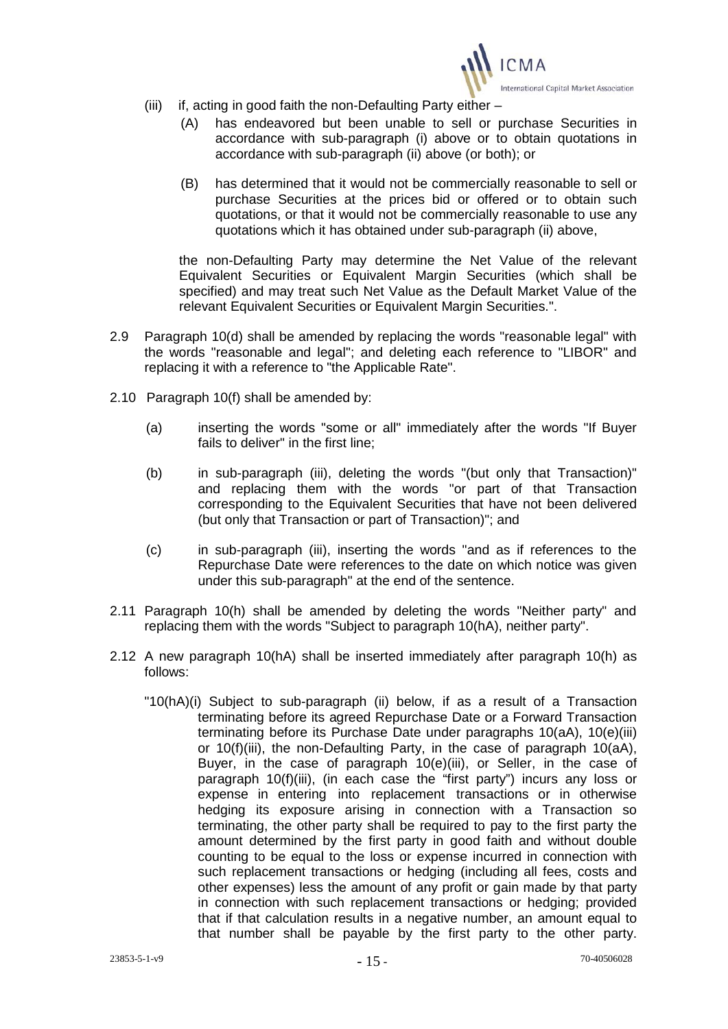(iii) if, acting in good faith the non-Defaulting Party either –

(A) has endeavored but been unable to sell or purchase Securities in accordance with sub-paragraph (i) above or to obtain quotations in accordance with sub-paragraph (ii) above (or both); or

(B) has determined that it would not be commercially reasonable to sell or purchase Securities at the prices bid or offered or to obtain such quotations, or that it would not be commercially reasonable to use any quotations which it has obtained under sub-paragraph (ii) above,

the non-Defaulting Party may determine the Net Value of the relevant Equivalent Securities or Equivalent Margin Securities (which shall be specified) and may treat such Net Value as the Default Market Value of the relevant Equivalent Securities or Equivalent Margin Securities.".

2.9 Paragraph 10(d) shall be amended by replacing the words "reasonable legal" with the words "reasonable and legal"; and deleting each reference to "LIBOR" and replacing it with a reference to "the Applicable Rate".

2.10 Paragraph 10(f) shall be amended by:

(a) inserting the words "some or all" immediately after the words "If Buyer fails to deliver" in the first line;

(b) in sub-paragraph (iii), deleting the words "(but only that Transaction)" and replacing them with the words "or part of that Transaction corresponding to the Equivalent Securities that have not been delivered (but only that Transaction or part of Transaction)"; and

(c) in sub-paragraph (iii), inserting the words "and as if references to the Repurchase Date were references to the date on which notice was given under this sub-paragraph" at the end of the sentence.

2.11 Paragraph 10(h) shall be amended by deleting the words "Neither party" and replacing them with the words "Subject to paragraph 10(hA), neither party".

2.12 A new paragraph 10(hA) shall be inserted immediately after paragraph 10(h) as follows:

"10(hA)(i) Subject to sub-paragraph (ii) below, if as a result of a Transaction terminating before its agreed Repurchase Date or a Forward Transaction terminating before its Purchase Date under paragraphs 10(aA), 10(e)(iii) or 10(f)(iii), the non-Defaulting Party, in the case of paragraph 10(aA), Buyer, in the case of paragraph 10(e)(iii), or Seller, in the case of paragraph 10(f)(iii), (in each case the "first party") incurs any loss or expense in entering into replacement transactions or in otherwise hedging its exposure arising in connection with a Transaction so terminating, the other party shall be required to pay to the first party the amount determined by the first party in good faith and without double counting to be equal to the loss or expense incurred in connection with such replacement transactions or hedging (including all fees, costs and other expenses) less the amount of any profit or gain made by that party in connection with such replacement transactions or hedging; provided that if that calculation results in a negative number, an amount equal to that number shall be payable by the first party to the other party.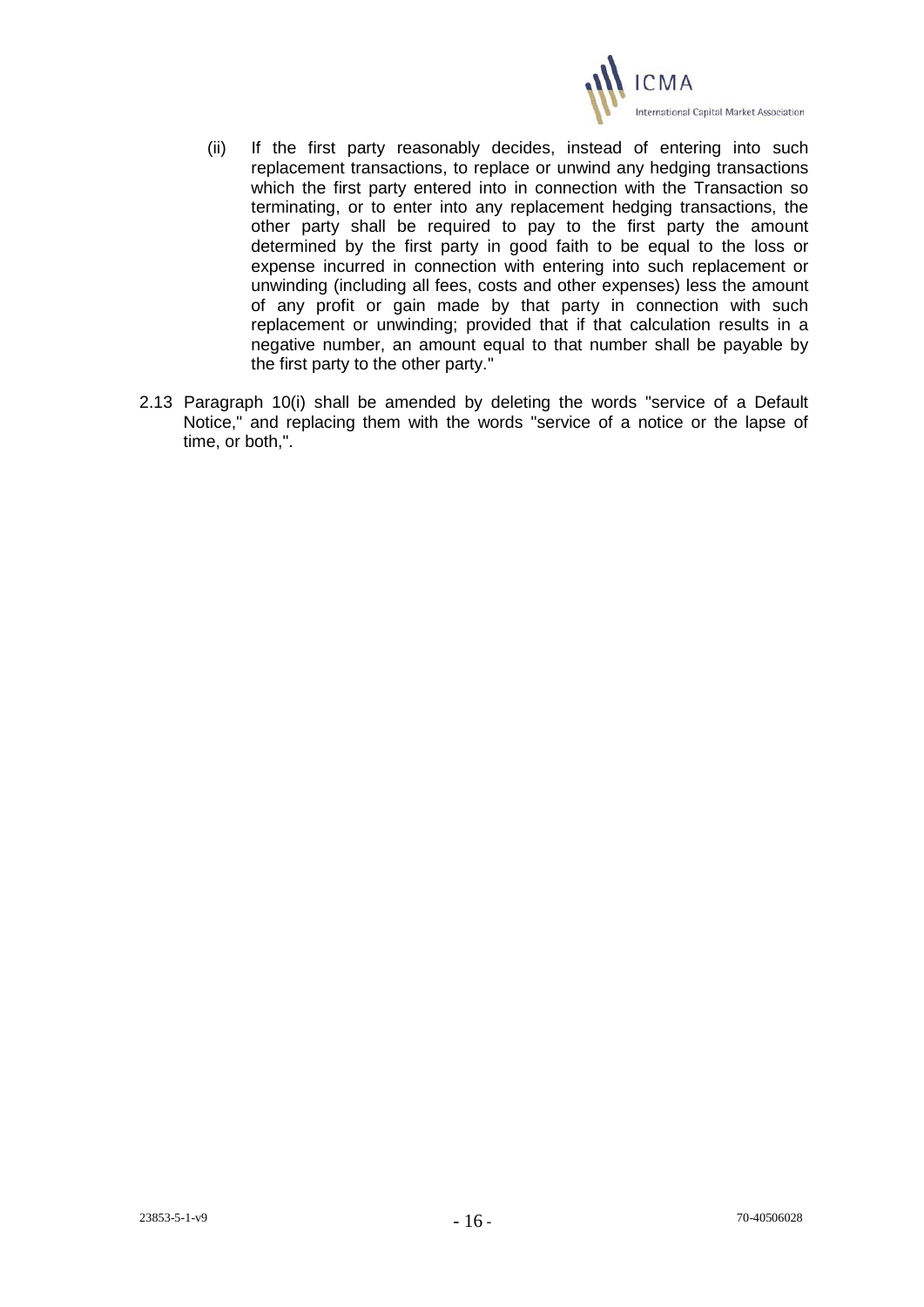(ii) If the first party reasonably decides, instead of entering into such replacement transactions, to replace or unwind any hedging transactions which the first party entered into in connection with the Transaction so terminating, or to enter into any replacement hedging transactions, the other party shall be required to pay to the first party the amount determined by the first party in good faith to be equal to the loss or expense incurred in connection with entering into such replacement or unwinding (including all fees, costs and other expenses) less the amount of any profit or gain made by that party in connection with such replacement or unwinding; provided that if that calculation results in a negative number, an amount equal to that number shall be payable by the first party to the other party."

2.13 Paragraph 10(i) shall be amended by deleting the words "service of a Default Notice," and replacing them with the words "service of a notice or the lapse of time, or both,".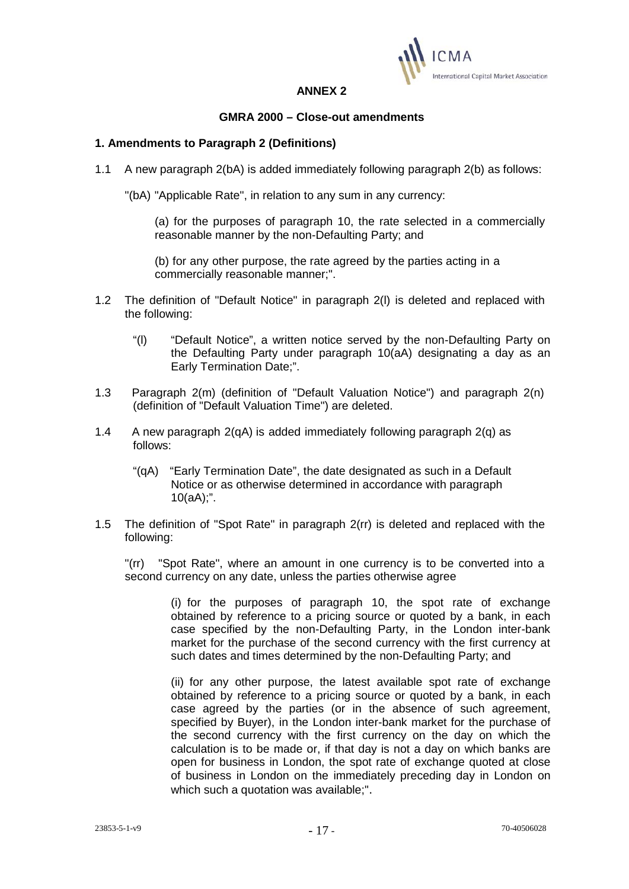## ANNEX 2

### GMRA 2000 – Close-out amendments

### 1. Amendments to Paragraph 2 (Definitions)

1.1 A new paragraph 2(bA) is added immediately following paragraph 2(b) as follows:

"(bA) "Applicable Rate", in relation to any sum in any currency:

(a) for the purposes of paragraph 10, the rate selected in a commercially reasonable manner by the non-Defaulting Party; and

(b) for any other purpose, the rate agreed by the parties acting in a commercially reasonable manner;".

1.2 The definition of "Default Notice" in paragraph 2(l) is deleted and replaced with the following:

"(l) "Default Notice", a written notice served by the non-Defaulting Party on the Defaulting Party under paragraph 10(aA) designating a day as an Early Termination Date;".

1.3 Paragraph 2(m) (definition of "Default Valuation Notice") and paragraph 2(n) (definition of "Default Valuation Time") are deleted.

1.4 A new paragraph 2(qA) is added immediately following paragraph 2(q) as follows:

"(qA) "Early Termination Date", the date designated as such in a Default Notice or as otherwise determined in accordance with paragraph 10(aA);".

1.5 The definition of "Spot Rate" in paragraph 2(rr) is deleted and replaced with the following:

"(rr) "Spot Rate", where an amount in one currency is to be converted into a second currency on any date, unless the parties otherwise agree

(i) for the purposes of paragraph 10, the spot rate of exchange obtained by reference to a pricing source or quoted by a bank, in each case specified by the non-Defaulting Party, in the London inter-bank market for the purchase of the second currency with the first currency at such dates and times determined by the non-Defaulting Party; and

(ii) for any other purpose, the latest available spot rate of exchange obtained by reference to a pricing source or quoted by a bank, in each case agreed by the parties (or in the absence of such agreement, specified by Buyer), in the London inter-bank market for the purchase of the second currency with the first currency on the day on which the calculation is to be made or, if that day is not a day on which banks are open for business in London, the spot rate of exchange quoted at close of business in London on the immediately preceding day in London on which such a quotation was available;".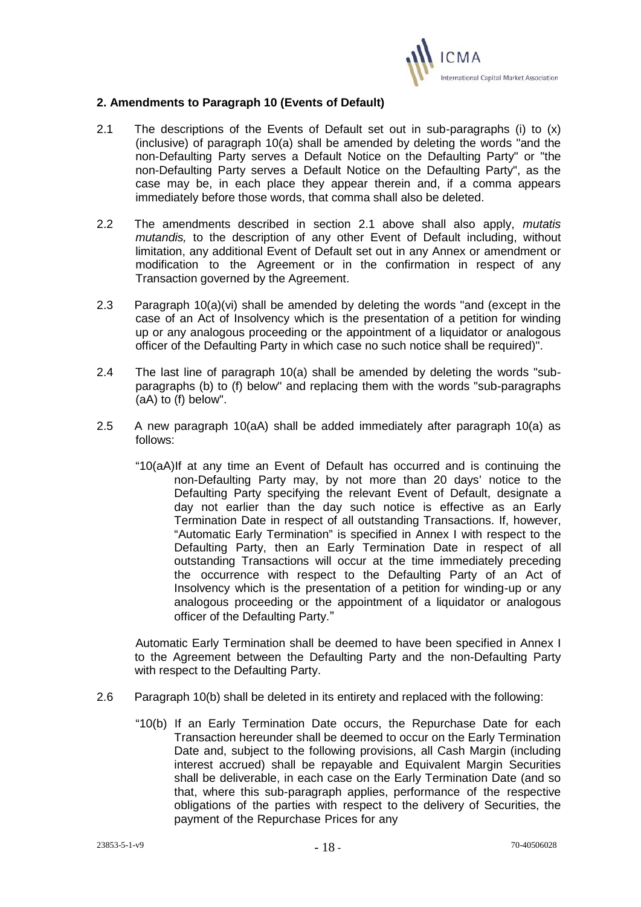## 2. Amendments to Paragraph 10 (Events of Default)

2.1 The descriptions of the Events of Default set out in sub-paragraphs (i) to (x) (inclusive) of paragraph 10(a) shall be amended by deleting the words "and the non-Defaulting Party serves a Default Notice on the Defaulting Party" or "the non-Defaulting Party serves a Default Notice on the Defaulting Party", as the case may be, in each place they appear therein and, if a comma appears immediately before those words, that comma shall also be deleted.

2.2 The amendments described in section 2.1 above shall also apply, *mutatis mutandis,* to the description of any other Event of Default including, without limitation, any additional Event of Default set out in any Annex or amendment or modification to the Agreement or in the confirmation in respect of any Transaction governed by the Agreement.

2.3 Paragraph 10(a)(vi) shall be amended by deleting the words "and (except in the case of an Act of Insolvency which is the presentation of a petition for winding up or any analogous proceeding or the appointment of a liquidator or analogous officer of the Defaulting Party in which case no such notice shall be required)".

2.4 The last line of paragraph 10(a) shall be amended by deleting the words "sub-paragraphs (b) to (f) below" and replacing them with the words "sub-paragraphs (aA) to (f) below".

2.5 A new paragraph 10(aA) shall be added immediately after paragraph 10(a) as follows:

> "10(aA)If at any time an Event of Default has occurred and is continuing the non-Defaulting Party may, by not more than 20 days' notice to the Defaulting Party specifying the relevant Event of Default, designate a day not earlier than the day such notice is effective as an Early Termination Date in respect of all outstanding Transactions. If, however, "Automatic Early Termination" is specified in Annex I with respect to the Defaulting Party, then an Early Termination Date in respect of all outstanding Transactions will occur at the time immediately preceding the occurrence with respect to the Defaulting Party of an Act of Insolvency which is the presentation of a petition for winding-up or any analogous proceeding or the appointment of a liquidator or analogous officer of the Defaulting Party."

Automatic Early Termination shall be deemed to have been specified in Annex I to the Agreement between the Defaulting Party and the non-Defaulting Party with respect to the Defaulting Party.

2.6 Paragraph 10(b) shall be deleted in its entirety and replaced with the following:

> "10(b) If an Early Termination Date occurs, the Repurchase Date for each Transaction hereunder shall be deemed to occur on the Early Termination Date and, subject to the following provisions, all Cash Margin (including interest accrued) shall be repayable and Equivalent Margin Securities shall be deliverable, in each case on the Early Termination Date (and so that, where this sub-paragraph applies, performance of the respective obligations of the parties with respect to the delivery of Securities, the payment of the Repurchase Prices for any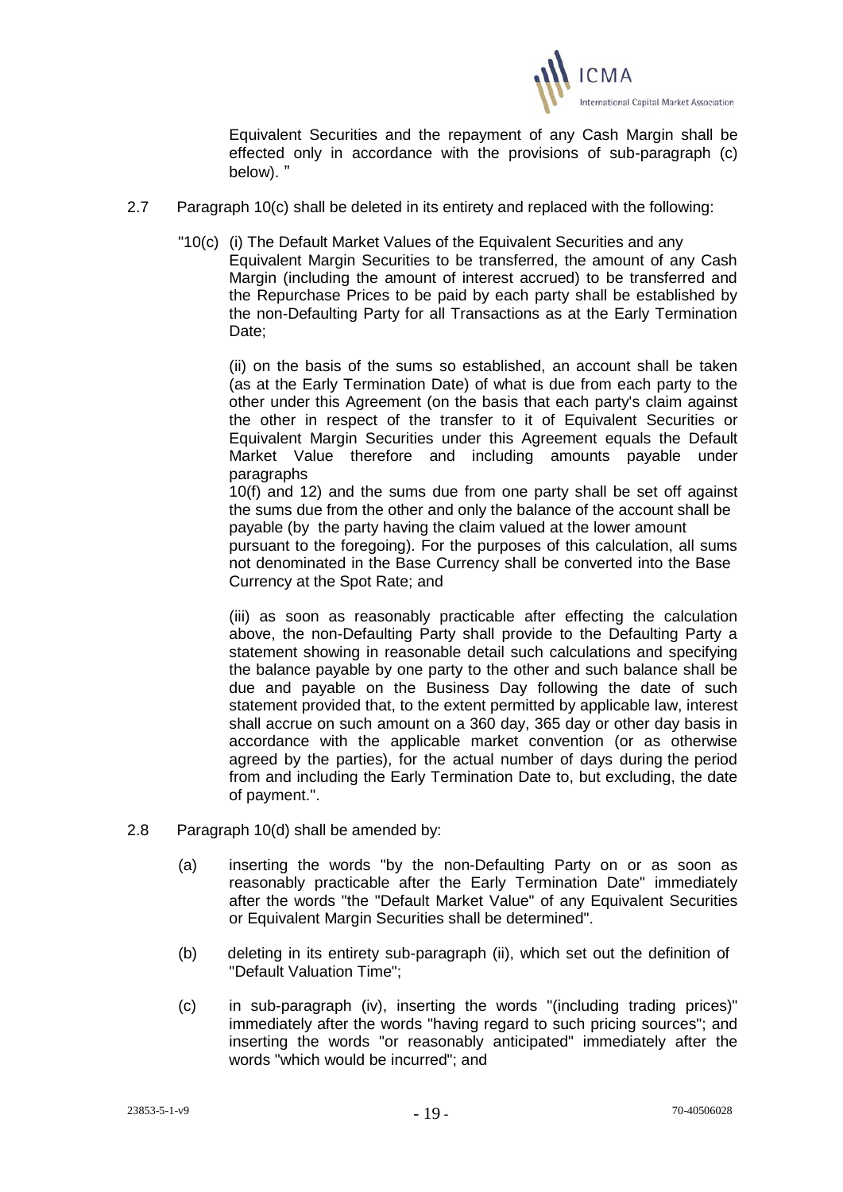Equivalent Securities and the repayment of any Cash Margin shall be effected only in accordance with the provisions of sub-paragraph (c) below). "

2.7 Paragraph 10(c) shall be deleted in its entirety and replaced with the following:

"10(c) (i) The Default Market Values of the Equivalent Securities and any Equivalent Margin Securities to be transferred, the amount of any Cash Margin (including the amount of interest accrued) to be transferred and the Repurchase Prices to be paid by each party shall be established by the non-Defaulting Party for all Transactions as at the Early Termination Date;

(ii) on the basis of the sums so established, an account shall be taken (as at the Early Termination Date) of what is due from each party to the other under this Agreement (on the basis that each party's claim against the other in respect of the transfer to it of Equivalent Securities or Equivalent Margin Securities under this Agreement equals the Default Market Value therefore and including amounts payable under paragraphs 10(f) and 12) and the sums due from one party shall be set off against the sums due from the other and only the balance of the account shall be payable (by the party having the claim valued at the lower amount pursuant to the foregoing). For the purposes of this calculation, all sums not denominated in the Base Currency shall be converted into the Base Currency at the Spot Rate; and

(iii) as soon as reasonably practicable after effecting the calculation above, the non-Defaulting Party shall provide to the Defaulting Party a statement showing in reasonable detail such calculations and specifying the balance payable by one party to the other and such balance shall be due and payable on the Business Day following the date of such statement provided that, to the extent permitted by applicable law, interest shall accrue on such amount on a 360 day, 365 day or other day basis in accordance with the applicable market convention (or as otherwise agreed by the parties), for the actual number of days during the period from and including the Early Termination Date to, but excluding, the date of payment.".

2.8 Paragraph 10(d) shall be amended by:

(a) inserting the words "by the non-Defaulting Party on or as soon as reasonably practicable after the Early Termination Date" immediately after the words "the "Default Market Value" of any Equivalent Securities or Equivalent Margin Securities shall be determined".

(b) deleting in its entirety sub-paragraph (ii), which set out the definition of "Default Valuation Time";

(c) in sub-paragraph (iv), inserting the words "(including trading prices)" immediately after the words "having regard to such pricing sources"; and inserting the words "or reasonably anticipated" immediately after the words "which would be incurred"; and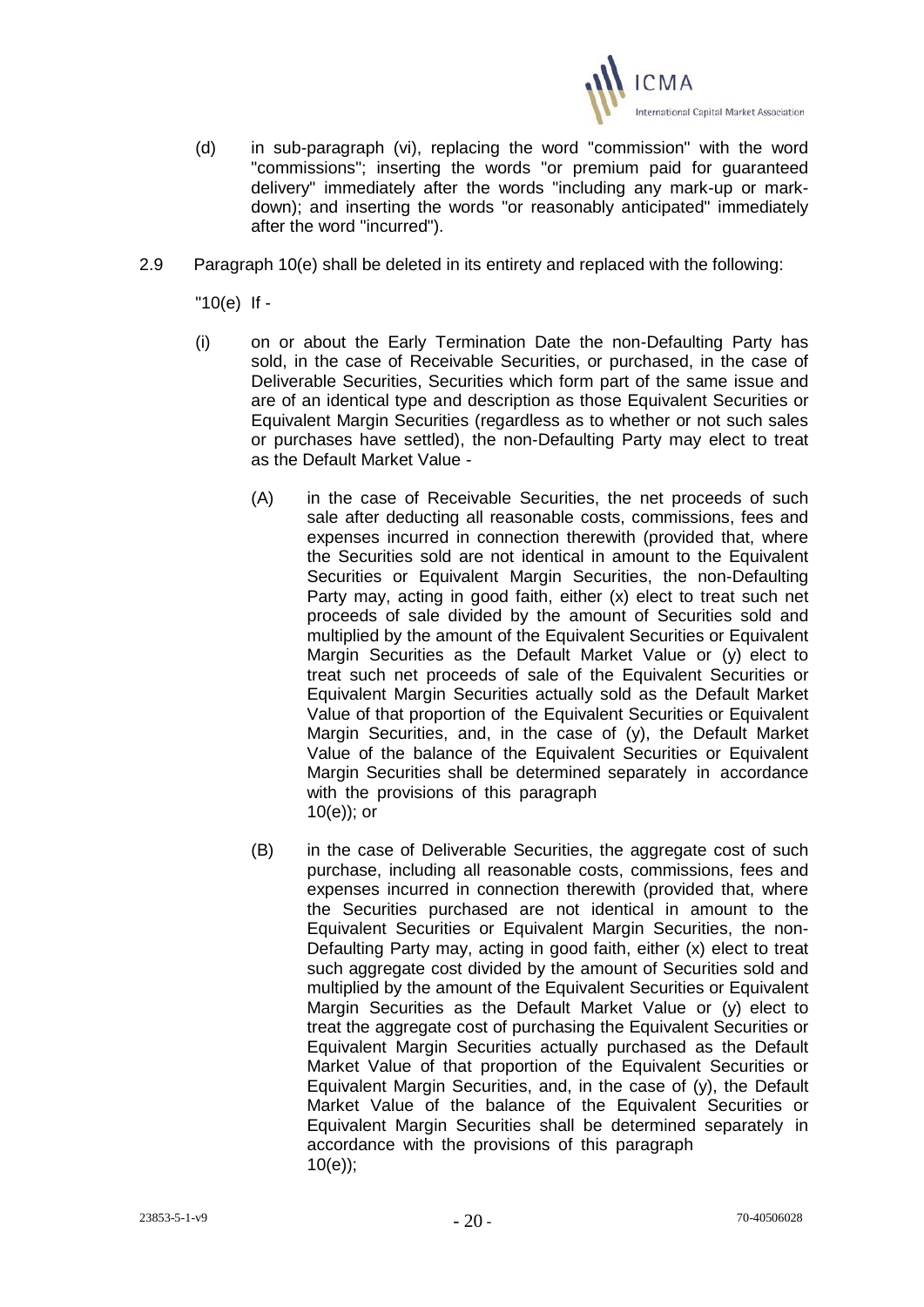(d) in sub-paragraph (vi), replacing the word "commission" with the word "commissions"; inserting the words "or premium paid for guaranteed delivery" immediately after the words "including any mark-up or mark-down); and inserting the words "or reasonably anticipated" immediately after the word "incurred").

2.9 Paragraph 10(e) shall be deleted in its entirety and replaced with the following:

"10(e) If -

(i) on or about the Early Termination Date the non-Defaulting Party has sold, in the case of Receivable Securities, or purchased, in the case of Deliverable Securities, Securities which form part of the same issue and are of an identical type and description as those Equivalent Securities or Equivalent Margin Securities (regardless as to whether or not such sales or purchases have settled), the non-Defaulting Party may elect to treat as the Default Market Value -

(A) in the case of Receivable Securities, the net proceeds of such sale after deducting all reasonable costs, commissions, fees and expenses incurred in connection therewith (provided that, where the Securities sold are not identical in amount to the Equivalent Securities or Equivalent Margin Securities, the non-Defaulting Party may, acting in good faith, either (x) elect to treat such net proceeds of sale divided by the amount of Securities sold and multiplied by the amount of the Equivalent Securities or Equivalent Margin Securities as the Default Market Value or (y) elect to treat such net proceeds of sale of the Equivalent Securities or Equivalent Margin Securities actually sold as the Default Market Value of that proportion of the Equivalent Securities or Equivalent Margin Securities, and, in the case of (y), the Default Market Value of the balance of the Equivalent Securities or Equivalent Margin Securities shall be determined separately in accordance with the provisions of this paragraph 10(e)); or

(B) in the case of Deliverable Securities, the aggregate cost of such purchase, including all reasonable costs, commissions, fees and expenses incurred in connection therewith (provided that, where the Securities purchased are not identical in amount to the Equivalent Securities or Equivalent Margin Securities, the non-Defaulting Party may, acting in good faith, either (x) elect to treat such aggregate cost divided by the amount of Securities sold and multiplied by the amount of the Equivalent Securities or Equivalent Margin Securities as the Default Market Value or (y) elect to treat the aggregate cost of purchasing the Equivalent Securities or Equivalent Margin Securities actually purchased as the Default Market Value of that proportion of the Equivalent Securities or Equivalent Margin Securities, and, in the case of (y), the Default Market Value of the balance of the Equivalent Securities or Equivalent Margin Securities shall be determined separately in accordance with the provisions of this paragraph 10(e));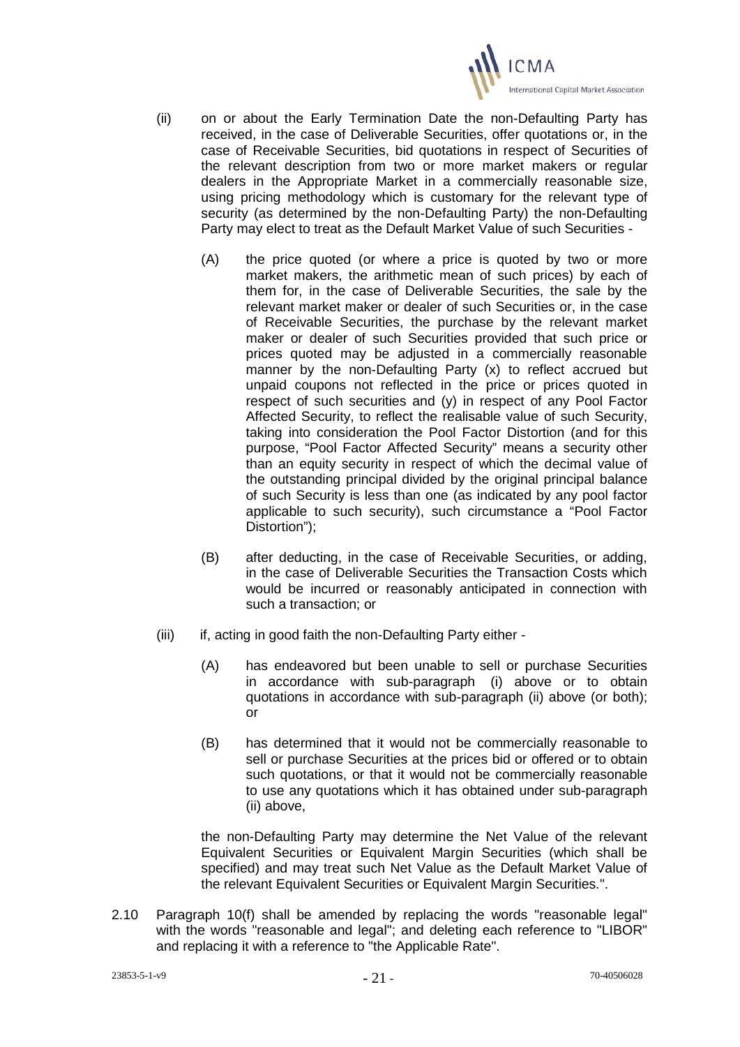(ii) on or about the Early Termination Date the non-Defaulting Party has received, in the case of Deliverable Securities, offer quotations or, in the case of Receivable Securities, bid quotations in respect of Securities of the relevant description from two or more market makers or regular dealers in the Appropriate Market in a commercially reasonable size, using pricing methodology which is customary for the relevant type of security (as determined by the non-Defaulting Party) the non-Defaulting Party may elect to treat as the Default Market Value of such Securities -

(A) the price quoted (or where a price is quoted by two or more market makers, the arithmetic mean of such prices) by each of them for, in the case of Deliverable Securities, the sale by the relevant market maker or dealer of such Securities or, in the case of Receivable Securities, the purchase by the relevant market maker or dealer of such Securities provided that such price or prices quoted may be adjusted in a commercially reasonable manner by the non-Defaulting Party (x) to reflect accrued but unpaid coupons not reflected in the price or prices quoted in respect of such securities and (y) in respect of any Pool Factor Affected Security, to reflect the realisable value of such Security, taking into consideration the Pool Factor Distortion (and for this purpose, "Pool Factor Affected Security" means a security other than an equity security in respect of which the decimal value of the outstanding principal divided by the original principal balance of such Security is less than one (as indicated by any pool factor applicable to such security), such circumstance a "Pool Factor Distortion");

(B) after deducting, in the case of Receivable Securities, or adding, in the case of Deliverable Securities the Transaction Costs which would be incurred or reasonably anticipated in connection with such a transaction; or

(iii) if, acting in good faith the non-Defaulting Party either -

(A) has endeavored but been unable to sell or purchase Securities in accordance with sub-paragraph (i) above or to obtain quotations in accordance with sub-paragraph (ii) above (or both); or

(B) has determined that it would not be commercially reasonable to sell or purchase Securities at the prices bid or offered or to obtain such quotations, or that it would not be commercially reasonable to use any quotations which it has obtained under sub-paragraph (ii) above,

the non-Defaulting Party may determine the Net Value of the relevant Equivalent Securities or Equivalent Margin Securities (which shall be specified) and may treat such Net Value as the Default Market Value of the relevant Equivalent Securities or Equivalent Margin Securities.".

2.10 Paragraph 10(f) shall be amended by replacing the words "reasonable legal" with the words "reasonable and legal"; and deleting each reference to "LIBOR" and replacing it with a reference to "the Applicable Rate".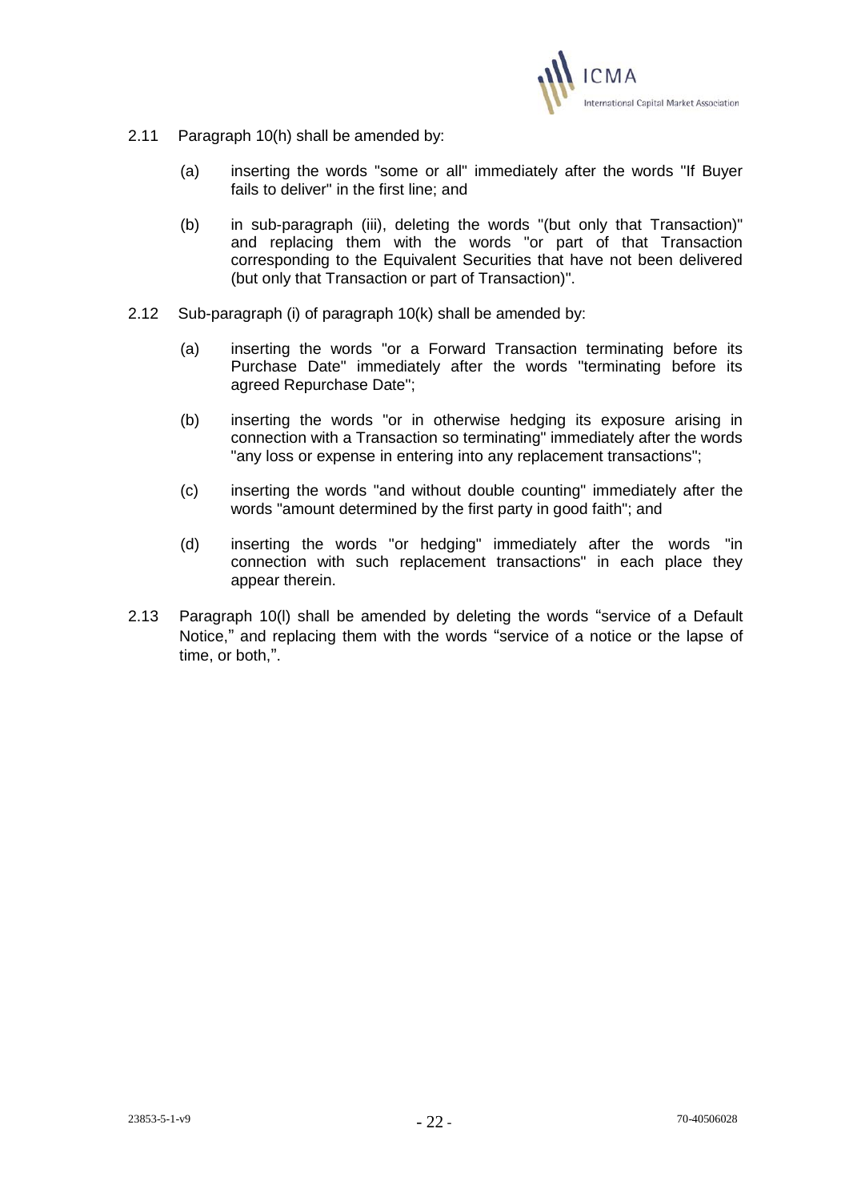2.11 Paragraph 10(h) shall be amended by:

(a) inserting the words "some or all" immediately after the words "If Buyer fails to deliver" in the first line; and

(b) in sub-paragraph (iii), deleting the words "(but only that Transaction)" and replacing them with the words "or part of that Transaction corresponding to the Equivalent Securities that have not been delivered (but only that Transaction or part of Transaction)".

2.12 Sub-paragraph (i) of paragraph 10(k) shall be amended by:

(a) inserting the words "or a Forward Transaction terminating before its Purchase Date" immediately after the words "terminating before its agreed Repurchase Date";

(b) inserting the words "or in otherwise hedging its exposure arising in connection with a Transaction so terminating" immediately after the words "any loss or expense in entering into any replacement transactions";

(c) inserting the words "and without double counting" immediately after the words "amount determined by the first party in good faith"; and

(d) inserting the words "or hedging" immediately after the words "in connection with such replacement transactions" in each place they appear therein.

2.13 Paragraph 10(l) shall be amended by deleting the words "service of a Default Notice," and replacing them with the words "service of a notice or the lapse of time, or both,".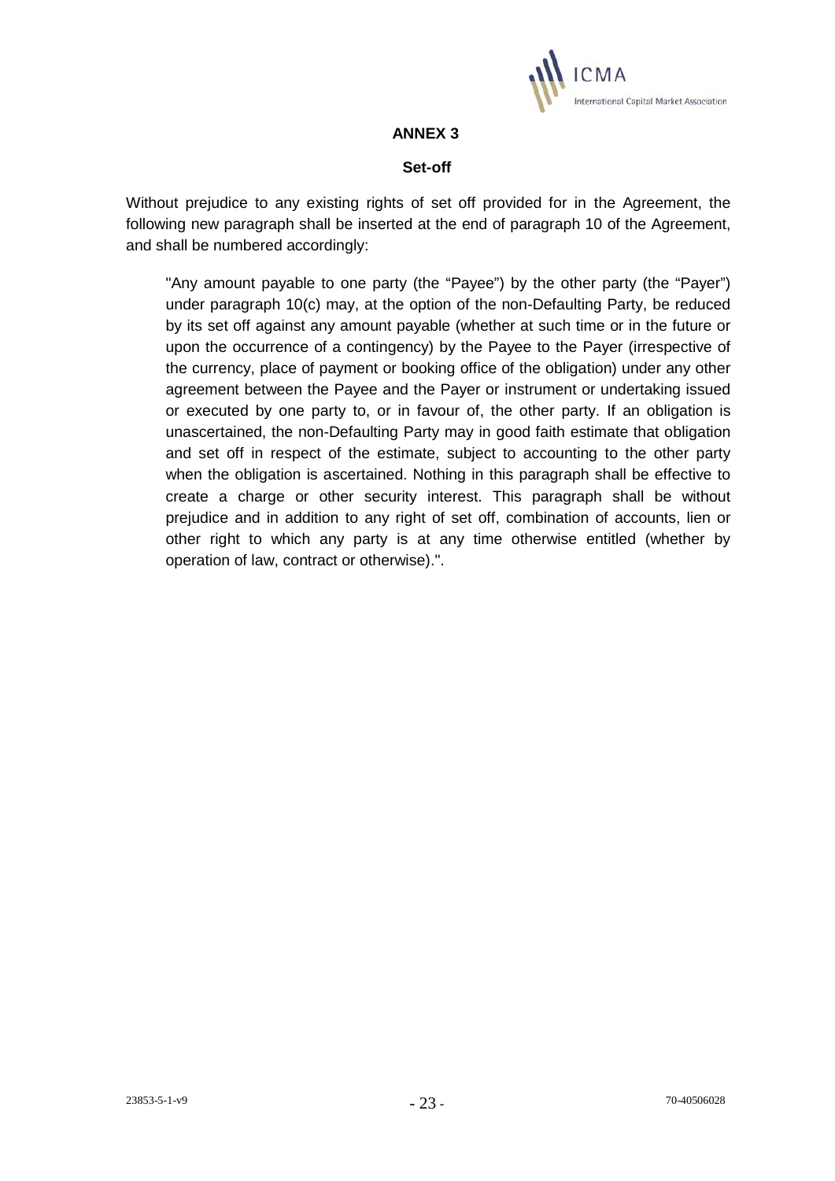# ANNEX 3

## Set-off

Without prejudice to any existing rights of set off provided for in the Agreement, the following new paragraph shall be inserted at the end of paragraph 10 of the Agreement, and shall be numbered accordingly:

> "Any amount payable to one party (the "Payee") by the other party (the "Payer") under paragraph 10(c) may, at the option of the non-Defaulting Party, be reduced by its set off against any amount payable (whether at such time or in the future or upon the occurrence of a contingency) by the Payee to the Payer (irrespective of the currency, place of payment or booking office of the obligation) under any other agreement between the Payee and the Payer or instrument or undertaking issued or executed by one party to, or in favour of, the other party. If an obligation is unascertained, the non-Defaulting Party may in good faith estimate that obligation and set off in respect of the estimate, subject to accounting to the other party when the obligation is ascertained. Nothing in this paragraph shall be effective to create a charge or other security interest. This paragraph shall be without prejudice and in addition to any right of set off, combination of accounts, lien or other right to which any party is at any time otherwise entitled (whether by operation of law, contract or otherwise).".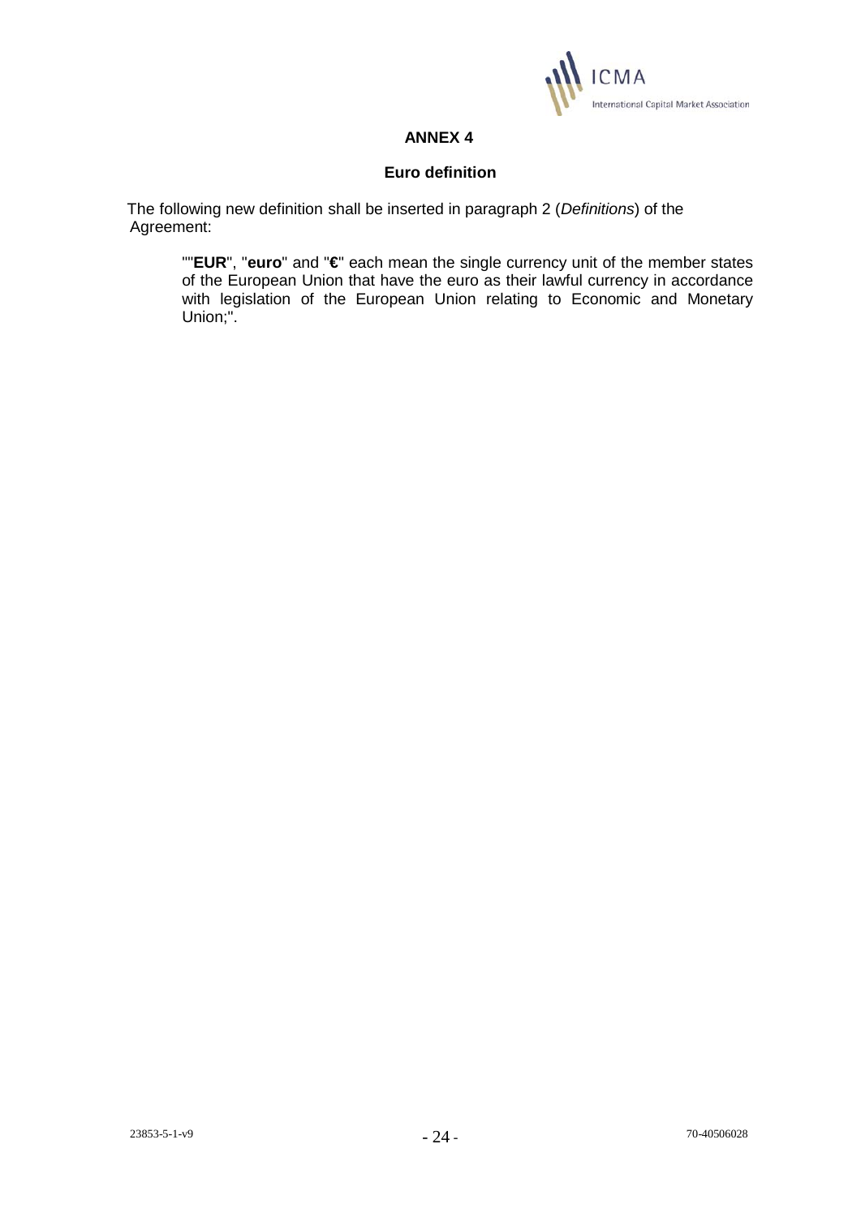# ANNEX 4

## Euro definition

The following new definition shall be inserted in paragraph 2 (*Definitions*) of the Agreement:

> ""**EUR**", "**euro**" and "**€**" each mean the single currency unit of the member states of the European Union that have the euro as their lawful currency in accordance with legislation of the European Union relating to Economic and Monetary Union;".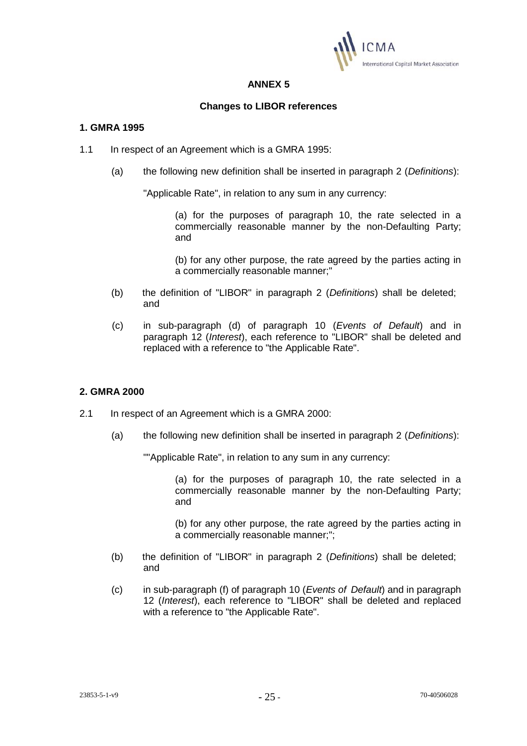# ANNEX 5

## Changes to LIBOR references

### 1. GMRA 1995

1.1 In respect of an Agreement which is a GMRA 1995:

(a) the following new definition shall be inserted in paragraph 2 (*Definitions*):

"Applicable Rate", in relation to any sum in any currency:

(a) for the purposes of paragraph 10, the rate selected in a commercially reasonable manner by the non-Defaulting Party; and

(b) for any other purpose, the rate agreed by the parties acting in a commercially reasonable manner;"

(b) the definition of "LIBOR" in paragraph 2 (*Definitions*) shall be deleted; and

(c) in sub-paragraph (d) of paragraph 10 (*Events of Default*) and in paragraph 12 (*Interest*), each reference to "LIBOR" shall be deleted and replaced with a reference to "the Applicable Rate".

### 2. GMRA 2000

2.1 In respect of an Agreement which is a GMRA 2000:

(a) the following new definition shall be inserted in paragraph 2 (*Definitions*):

""Applicable Rate", in relation to any sum in any currency:

(a) for the purposes of paragraph 10, the rate selected in a commercially reasonable manner by the non-Defaulting Party; and

(b) for any other purpose, the rate agreed by the parties acting in a commercially reasonable manner;";

(b) the definition of "LIBOR" in paragraph 2 (*Definitions*) shall be deleted; and

(c) in sub-paragraph (f) of paragraph 10 (*Events of Default*) and in paragraph 12 (*Interest*), each reference to "LIBOR" shall be deleted and replaced with a reference to "the Applicable Rate".